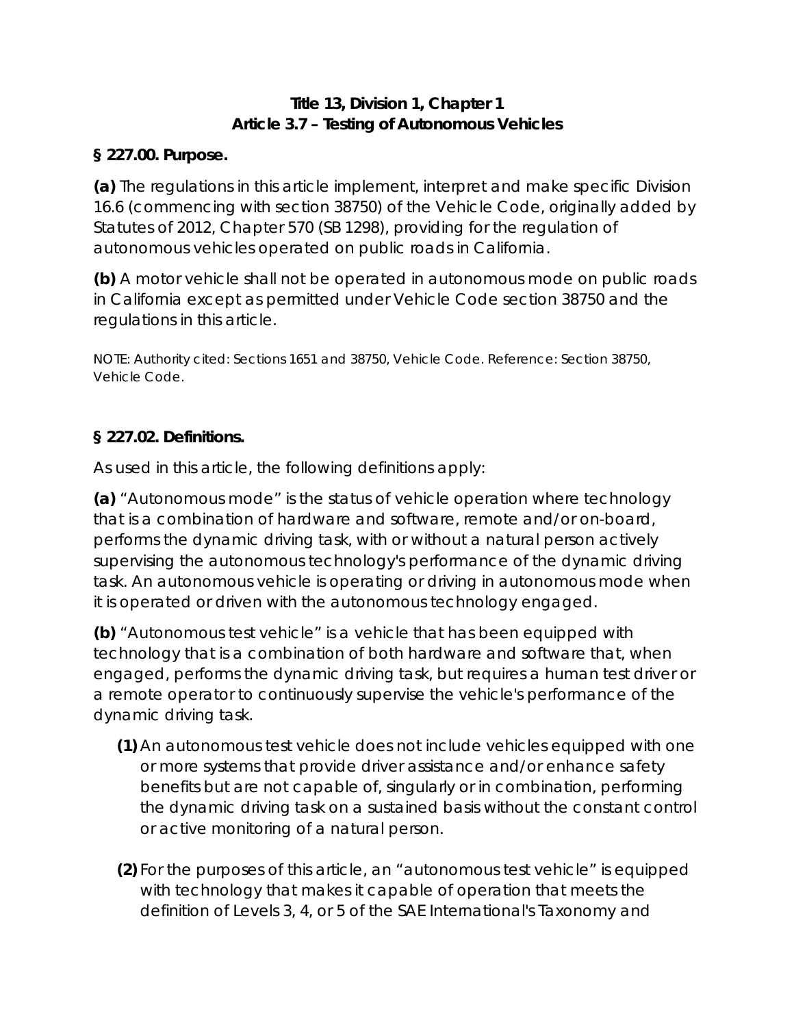**Title 13, Division 1, Chapter 1**
**Article 3.7 – Testing of Autonomous Vehicles**

**§ 227.00. Purpose.**

**(a)** The regulations in this article implement, interpret and make specific Division 16.6 (commencing with section 38750) of the Vehicle Code, originally added by Statutes of 2012, Chapter 570 (SB 1298), providing for the regulation of autonomous vehicles operated on public roads in California.

**(b)** A motor vehicle shall not be operated in autonomous mode on public roads in California except as permitted under Vehicle Code section 38750 and the regulations in this article.

NOTE: Authority cited: Sections 1651 and 38750, Vehicle Code. Reference: Section 38750, Vehicle Code.

**§ 227.02. Definitions.**

As used in this article, the following definitions apply:

**(a)** "Autonomous mode" is the status of vehicle operation where technology that is a combination of hardware and software, remote and/or on-board, performs the dynamic driving task, with or without a natural person actively supervising the autonomous technology's performance of the dynamic driving task. An autonomous vehicle is operating or driving in autonomous mode when it is operated or driven with the autonomous technology engaged.

**(b)** "Autonomous test vehicle" is a vehicle that has been equipped with technology that is a combination of both hardware and software that, when engaged, performs the dynamic driving task, but requires a human test driver or a remote operator to continuously supervise the vehicle's performance of the dynamic driving task.

- **(1)** An autonomous test vehicle does not include vehicles equipped with one or more systems that provide driver assistance and/or enhance safety benefits but are not capable of, singularly or in combination, performing the dynamic driving task on a sustained basis without the constant control or active monitoring of a natural person.

- **(2)** For the purposes of this article, an "autonomous test vehicle" is equipped with technology that makes it capable of operation that meets the definition of Levels 3, 4, or 5 of the SAE International's Taxonomy and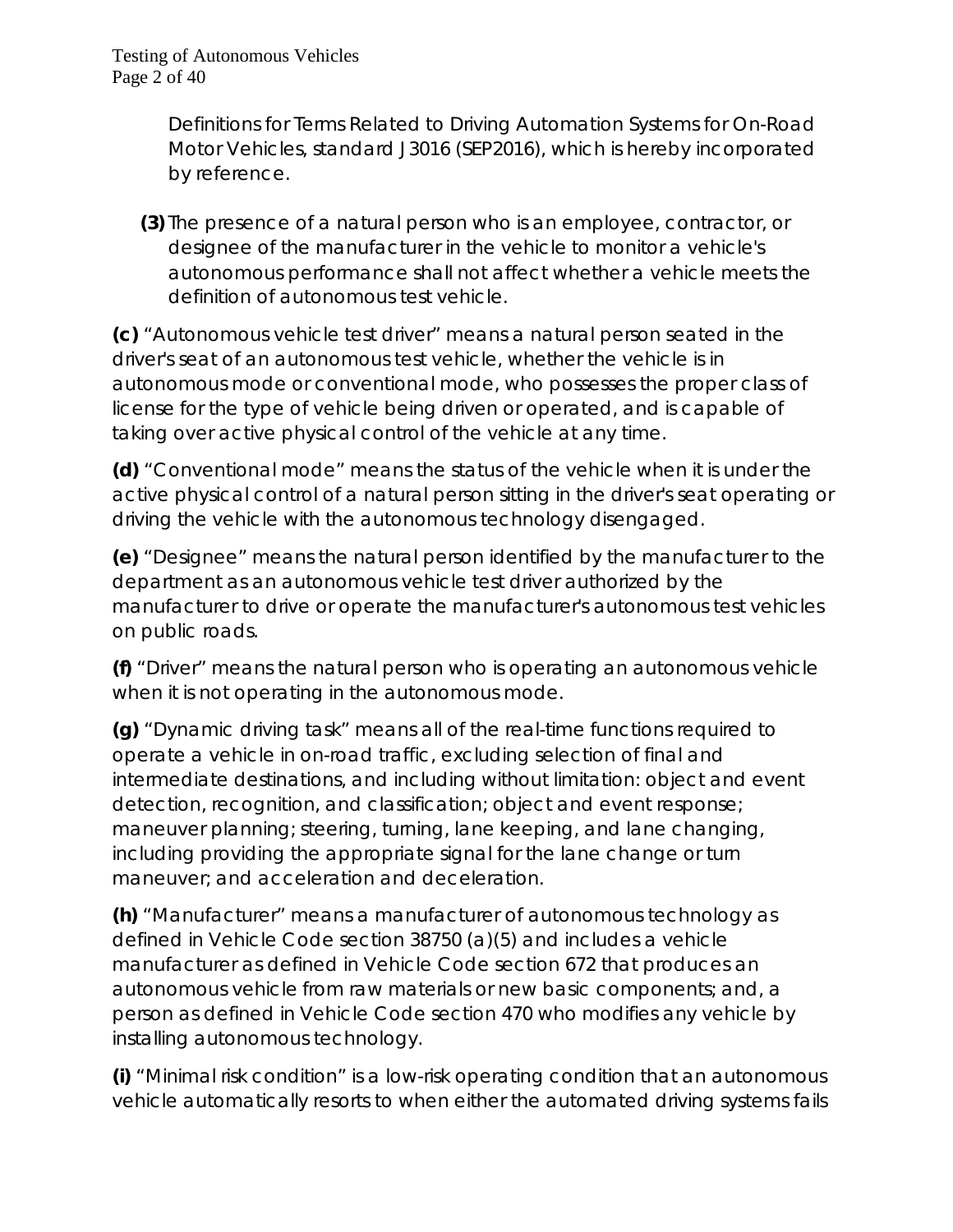Definitions for Terms Related to Driving Automation Systems for On-Road Motor Vehicles, standard J3016 (SEP2016), which is hereby incorporated by reference.

**(3)** The presence of a natural person who is an employee, contractor, or designee of the manufacturer in the vehicle to monitor a vehicle's autonomous performance shall not affect whether a vehicle meets the definition of autonomous test vehicle.

**(c)** "Autonomous vehicle test driver" means a natural person seated in the driver's seat of an autonomous test vehicle, whether the vehicle is in autonomous mode or conventional mode, who possesses the proper class of license for the type of vehicle being driven or operated, and is capable of taking over active physical control of the vehicle at any time.

**(d)** "Conventional mode" means the status of the vehicle when it is under the active physical control of a natural person sitting in the driver's seat operating or driving the vehicle with the autonomous technology disengaged.

**(e)** "Designee" means the natural person identified by the manufacturer to the department as an autonomous vehicle test driver authorized by the manufacturer to drive or operate the manufacturer's autonomous test vehicles on public roads.

**(f)** "Driver" means the natural person who is operating an autonomous vehicle when it is not operating in the autonomous mode.

**(g)** "Dynamic driving task" means all of the real-time functions required to operate a vehicle in on-road traffic, excluding selection of final and intermediate destinations, and including without limitation: object and event detection, recognition, and classification; object and event response; maneuver planning; steering, turning, lane keeping, and lane changing, including providing the appropriate signal for the lane change or turn maneuver; and acceleration and deceleration.

**(h)** "Manufacturer" means a manufacturer of autonomous technology as defined in Vehicle Code section 38750 (a)(5) and includes a vehicle manufacturer as defined in Vehicle Code section 672 that produces an autonomous vehicle from raw materials or new basic components; and, a person as defined in Vehicle Code section 470 who modifies any vehicle by installing autonomous technology.

**(i)** "Minimal risk condition" is a low-risk operating condition that an autonomous vehicle automatically resorts to when either the automated driving systems fails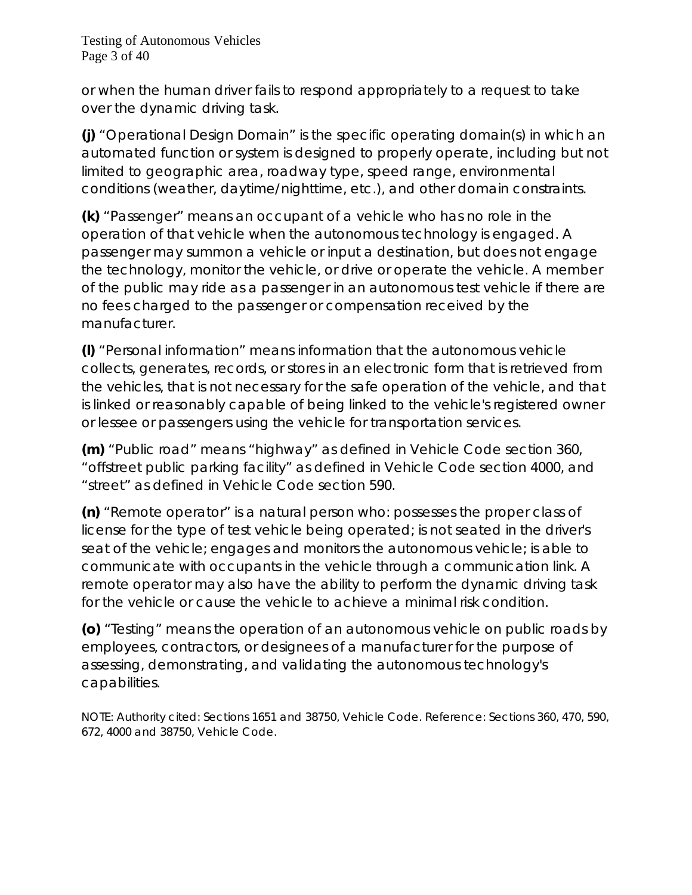or when the human driver fails to respond appropriately to a request to take over the dynamic driving task.

**(j)** “Operational Design Domain” is the specific operating domain(s) in which an automated function or system is designed to properly operate, including but not limited to geographic area, roadway type, speed range, environmental conditions (weather, daytime/nighttime, etc.), and other domain constraints.

**(k)** “Passenger” means an occupant of a vehicle who has no role in the operation of that vehicle when the autonomous technology is engaged. A passenger may summon a vehicle or input a destination, but does not engage the technology, monitor the vehicle, or drive or operate the vehicle. A member of the public may ride as a passenger in an autonomous test vehicle if there are no fees charged to the passenger or compensation received by the manufacturer.

**(l)** “Personal information” means information that the autonomous vehicle collects, generates, records, or stores in an electronic form that is retrieved from the vehicles, that is not necessary for the safe operation of the vehicle, and that is linked or reasonably capable of being linked to the vehicle's registered owner or lessee or passengers using the vehicle for transportation services.

**(m)** “Public road” means “highway” as defined in Vehicle Code section 360, “offstreet public parking facility” as defined in Vehicle Code section 4000, and “street” as defined in Vehicle Code section 590.

**(n)** “Remote operator” is a natural person who: possesses the proper class of license for the type of test vehicle being operated; is not seated in the driver's seat of the vehicle; engages and monitors the autonomous vehicle; is able to communicate with occupants in the vehicle through a communication link. A remote operator may also have the ability to perform the dynamic driving task for the vehicle or cause the vehicle to achieve a minimal risk condition.

**(o)** “Testing” means the operation of an autonomous vehicle on public roads by employees, contractors, or designees of a manufacturer for the purpose of assessing, demonstrating, and validating the autonomous technology's capabilities.

NOTE: Authority cited: Sections 1651 and 38750, Vehicle Code. Reference: Sections 360, 470, 590, 672, 4000 and 38750, Vehicle Code.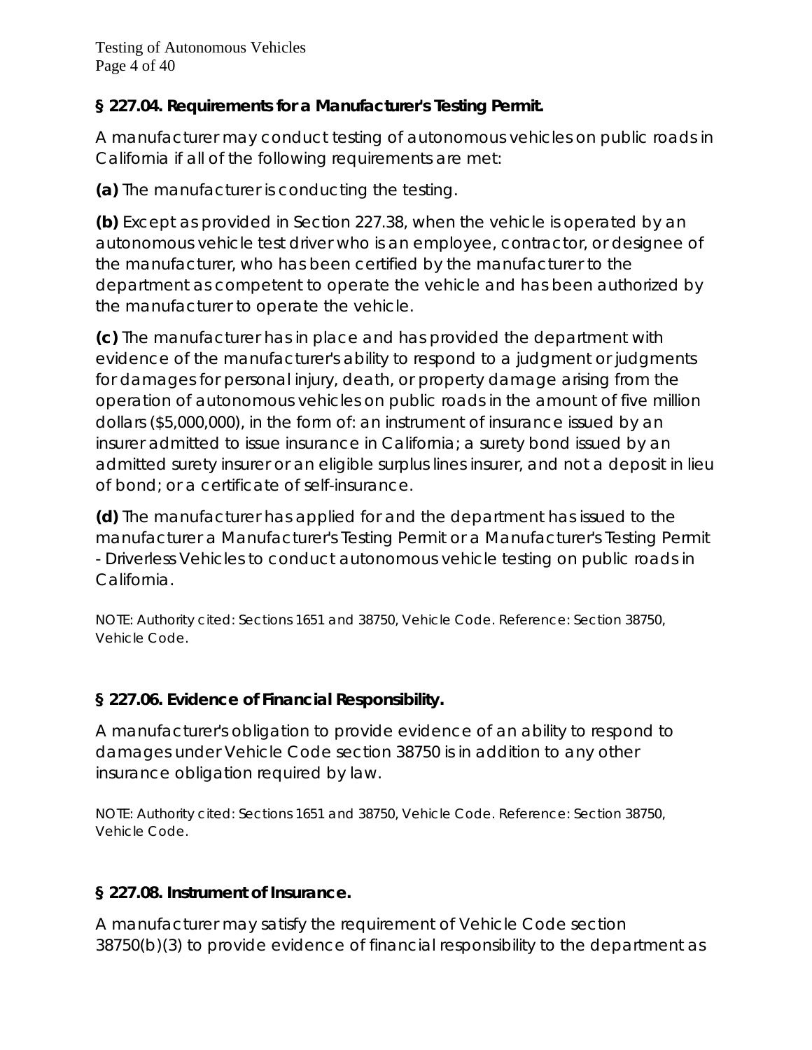### § 227.04. Requirements for a Manufacturer's Testing Permit.

A manufacturer may conduct testing of autonomous vehicles on public roads in California if all of the following requirements are met:

**(a)** The manufacturer is conducting the testing.

**(b)** Except as provided in Section 227.38, when the vehicle is operated by an autonomous vehicle test driver who is an employee, contractor, or designee of the manufacturer, who has been certified by the manufacturer to the department as competent to operate the vehicle and has been authorized by the manufacturer to operate the vehicle.

**(c)** The manufacturer has in place and has provided the department with evidence of the manufacturer's ability to respond to a judgment or judgments for damages for personal injury, death, or property damage arising from the operation of autonomous vehicles on public roads in the amount of five million dollars ($5,000,000), in the form of: an instrument of insurance issued by an insurer admitted to issue insurance in California; a surety bond issued by an admitted surety insurer or an eligible surplus lines insurer, and not a deposit in lieu of bond; or a certificate of self-insurance.

**(d)** The manufacturer has applied for and the department has issued to the manufacturer a Manufacturer's Testing Permit or a Manufacturer's Testing Permit - Driverless Vehicles to conduct autonomous vehicle testing on public roads in California.

NOTE: Authority cited: Sections 1651 and 38750, Vehicle Code. Reference: Section 38750, Vehicle Code.

### § 227.06. Evidence of Financial Responsibility.

A manufacturer's obligation to provide evidence of an ability to respond to damages under Vehicle Code section 38750 is in addition to any other insurance obligation required by law.

NOTE: Authority cited: Sections 1651 and 38750, Vehicle Code. Reference: Section 38750, Vehicle Code.

### § 227.08. Instrument of Insurance.

A manufacturer may satisfy the requirement of Vehicle Code section 38750(b)(3) to provide evidence of financial responsibility to the department as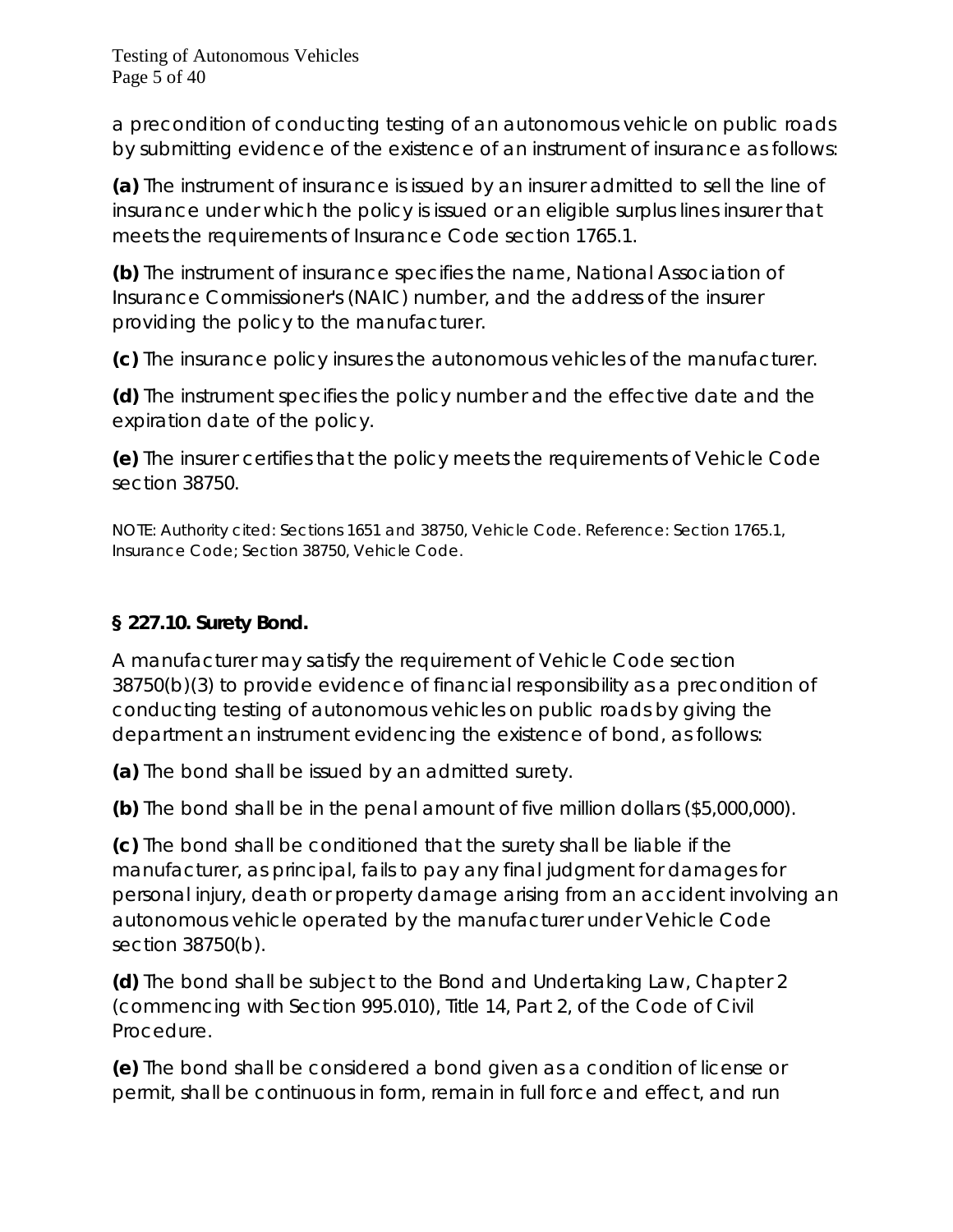a precondition of conducting testing of an autonomous vehicle on public roads by submitting evidence of the existence of an instrument of insurance as follows:

**(a)** The instrument of insurance is issued by an insurer admitted to sell the line of insurance under which the policy is issued or an eligible surplus lines insurer that meets the requirements of Insurance Code section 1765.1.

**(b)** The instrument of insurance specifies the name, National Association of Insurance Commissioner's (NAIC) number, and the address of the insurer providing the policy to the manufacturer.

**(c)** The insurance policy insures the autonomous vehicles of the manufacturer.

**(d)** The instrument specifies the policy number and the effective date and the expiration date of the policy.

**(e)** The insurer certifies that the policy meets the requirements of Vehicle Code section 38750.

NOTE: Authority cited: Sections 1651 and 38750, Vehicle Code. Reference: Section 1765.1, Insurance Code; Section 38750, Vehicle Code.

### § 227.10. Surety Bond.

A manufacturer may satisfy the requirement of Vehicle Code section 38750(b)(3) to provide evidence of financial responsibility as a precondition of conducting testing of autonomous vehicles on public roads by giving the department an instrument evidencing the existence of bond, as follows:

**(a)** The bond shall be issued by an admitted surety.

**(b)** The bond shall be in the penal amount of five million dollars ($5,000,000).

**(c)** The bond shall be conditioned that the surety shall be liable if the manufacturer, as principal, fails to pay any final judgment for damages for personal injury, death or property damage arising from an accident involving an autonomous vehicle operated by the manufacturer under Vehicle Code section 38750(b).

**(d)** The bond shall be subject to the Bond and Undertaking Law, Chapter 2 (commencing with Section 995.010), Title 14, Part 2, of the Code of Civil Procedure.

**(e)** The bond shall be considered a bond given as a condition of license or permit, shall be continuous in form, remain in full force and effect, and run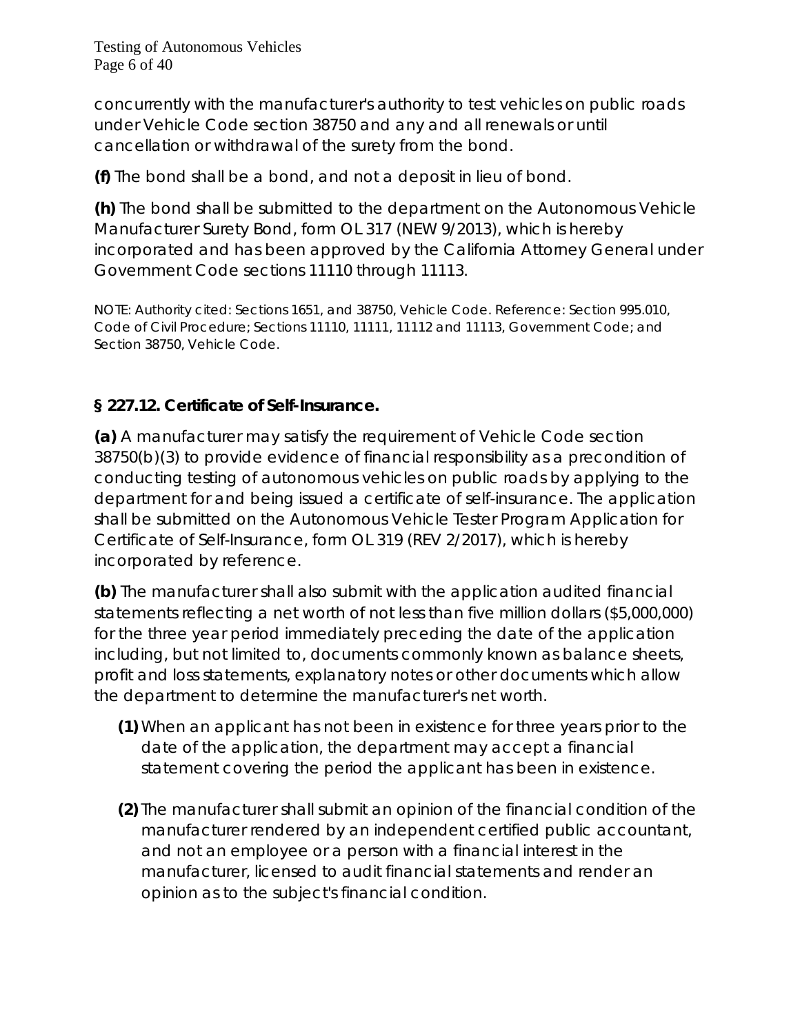concurrently with the manufacturer's authority to test vehicles on public roads under Vehicle Code section 38750 and any and all renewals or until cancellation or withdrawal of the surety from the bond.

**(f)** The bond shall be a bond, and not a deposit in lieu of bond.

**(h)** The bond shall be submitted to the department on the Autonomous Vehicle Manufacturer Surety Bond, form OL 317 (NEW 9/2013), which is hereby incorporated and has been approved by the California Attorney General under Government Code sections 11110 through 11113.

NOTE: Authority cited: Sections 1651, and 38750, Vehicle Code. Reference: Section 995.010, Code of Civil Procedure; Sections 11110, 11111, 11112 and 11113, Government Code; and Section 38750, Vehicle Code.

### § 227.12. Certificate of Self-Insurance.

**(a)** A manufacturer may satisfy the requirement of Vehicle Code section 38750(b)(3) to provide evidence of financial responsibility as a precondition of conducting testing of autonomous vehicles on public roads by applying to the department for and being issued a certificate of self-insurance. The application shall be submitted on the Autonomous Vehicle Tester Program Application for Certificate of Self-Insurance, form OL 319 (REV 2/2017), which is hereby incorporated by reference.

**(b)** The manufacturer shall also submit with the application audited financial statements reflecting a net worth of not less than five million dollars ($5,000,000) for the three year period immediately preceding the date of the application including, but not limited to, documents commonly known as balance sheets, profit and loss statements, explanatory notes or other documents which allow the department to determine the manufacturer's net worth.

- **(1)** When an applicant has not been in existence for three years prior to the date of the application, the department may accept a financial statement covering the period the applicant has been in existence.
- **(2)** The manufacturer shall submit an opinion of the financial condition of the manufacturer rendered by an independent certified public accountant, and not an employee or a person with a financial interest in the manufacturer, licensed to audit financial statements and render an opinion as to the subject's financial condition.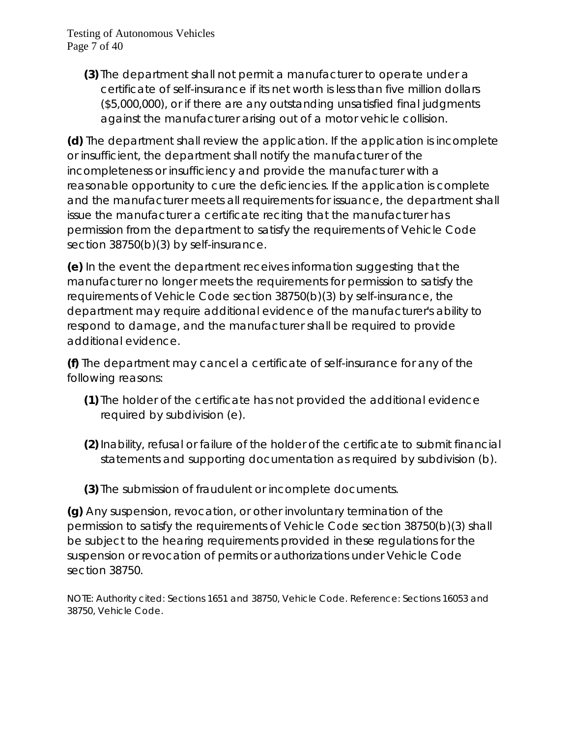**(3)** The department shall not permit a manufacturer to operate under a certificate of self-insurance if its net worth is less than five million dollars ($5,000,000), or if there are any outstanding unsatisfied final judgments against the manufacturer arising out of a motor vehicle collision.

**(d)** The department shall review the application. If the application is incomplete or insufficient, the department shall notify the manufacturer of the incompleteness or insufficiency and provide the manufacturer with a reasonable opportunity to cure the deficiencies. If the application is complete and the manufacturer meets all requirements for issuance, the department shall issue the manufacturer a certificate reciting that the manufacturer has permission from the department to satisfy the requirements of Vehicle Code section 38750(b)(3) by self-insurance.

**(e)** In the event the department receives information suggesting that the manufacturer no longer meets the requirements for permission to satisfy the requirements of Vehicle Code section 38750(b)(3) by self-insurance, the department may require additional evidence of the manufacturer's ability to respond to damage, and the manufacturer shall be required to provide additional evidence.

**(f)** The department may cancel a certificate of self-insurance for any of the following reasons:

**(1)** The holder of the certificate has not provided the additional evidence required by subdivision (e).

**(2)** Inability, refusal or failure of the holder of the certificate to submit financial statements and supporting documentation as required by subdivision (b).

**(3)** The submission of fraudulent or incomplete documents.

**(g)** Any suspension, revocation, or other involuntary termination of the permission to satisfy the requirements of Vehicle Code section 38750(b)(3) shall be subject to the hearing requirements provided in these regulations for the suspension or revocation of permits or authorizations under Vehicle Code section 38750.

NOTE: Authority cited: Sections 1651 and 38750, Vehicle Code. Reference: Sections 16053 and 38750, Vehicle Code.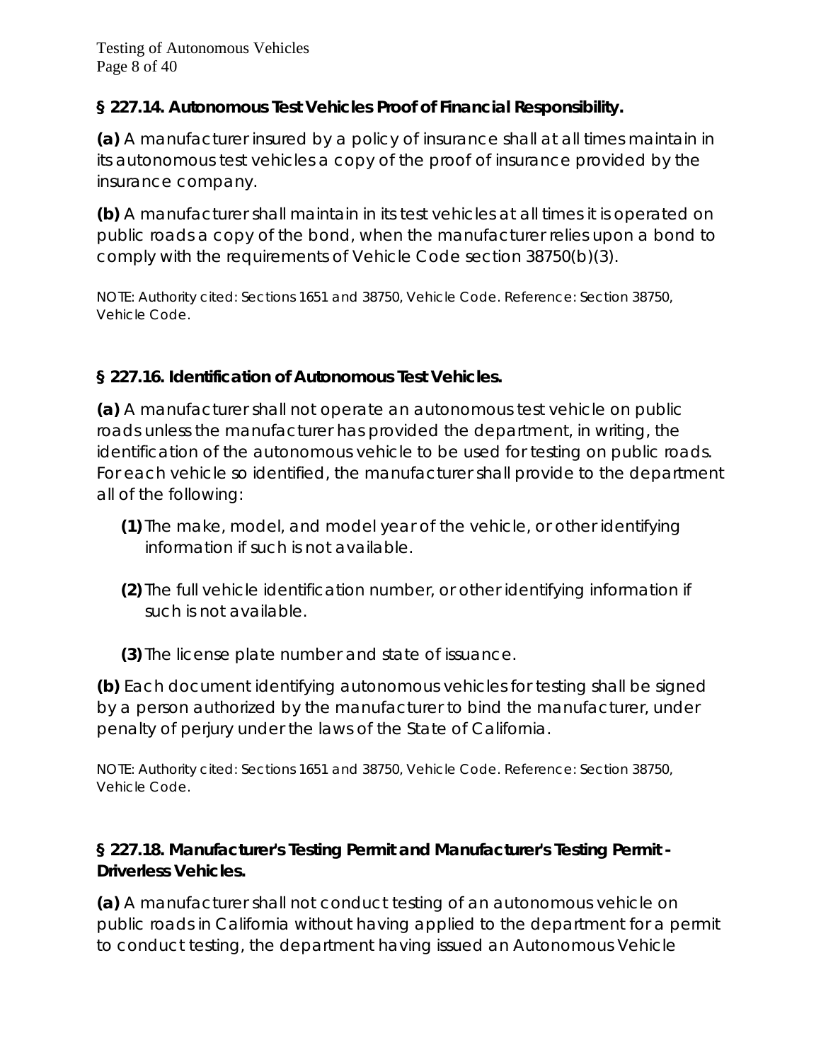**§ 227.14. Autonomous Test Vehicles Proof of Financial Responsibility.**

**(a)** A manufacturer insured by a policy of insurance shall at all times maintain in its autonomous test vehicles a copy of the proof of insurance provided by the insurance company.

**(b)** A manufacturer shall maintain in its test vehicles at all times it is operated on public roads a copy of the bond, when the manufacturer relies upon a bond to comply with the requirements of Vehicle Code section 38750(b)(3).

NOTE: Authority cited: Sections 1651 and 38750, Vehicle Code. Reference: Section 38750, Vehicle Code.

**§ 227.16. Identification of Autonomous Test Vehicles.**

**(a)** A manufacturer shall not operate an autonomous test vehicle on public roads unless the manufacturer has provided the department, in writing, the identification of the autonomous vehicle to be used for testing on public roads. For each vehicle so identified, the manufacturer shall provide to the department all of the following:

- **(1)** The make, model, and model year of the vehicle, or other identifying information if such is not available.
- **(2)** The full vehicle identification number, or other identifying information if such is not available.
- **(3)** The license plate number and state of issuance.

**(b)** Each document identifying autonomous vehicles for testing shall be signed by a person authorized by the manufacturer to bind the manufacturer, under penalty of perjury under the laws of the State of California.

NOTE: Authority cited: Sections 1651 and 38750, Vehicle Code. Reference: Section 38750, Vehicle Code.

**§ 227.18. Manufacturer's Testing Permit and Manufacturer's Testing Permit - Driverless Vehicles.**

**(a)** A manufacturer shall not conduct testing of an autonomous vehicle on public roads in California without having applied to the department for a permit to conduct testing, the department having issued an Autonomous Vehicle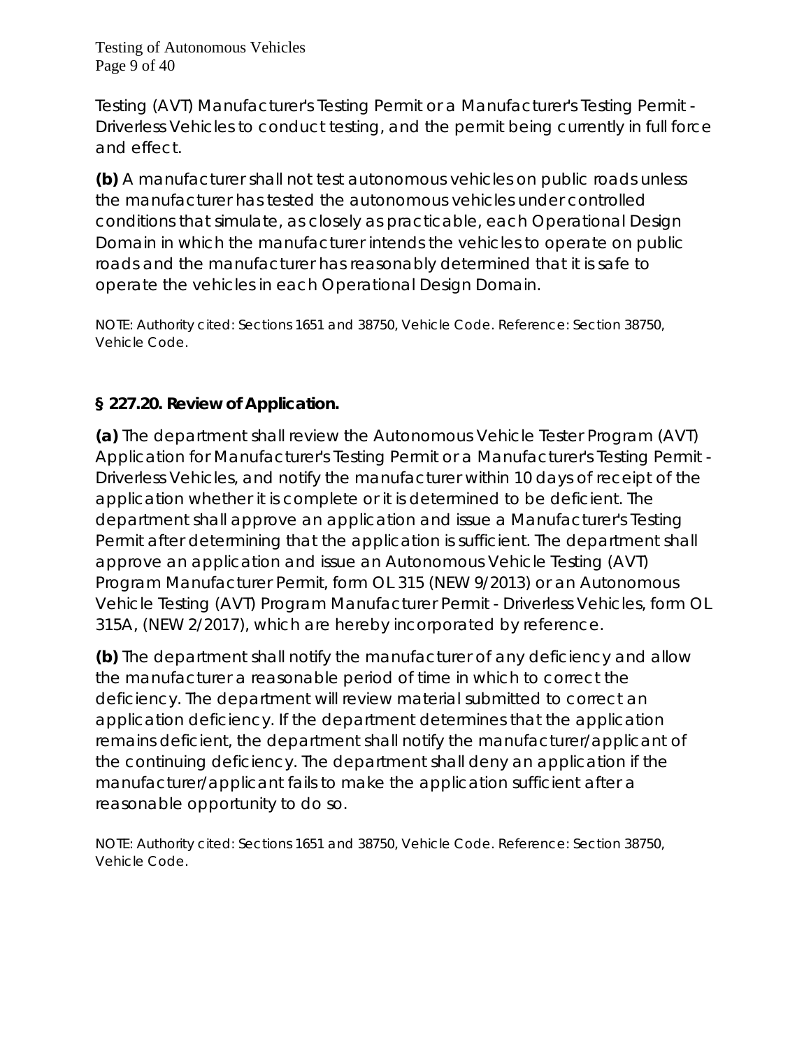Testing (AVT) Manufacturer's Testing Permit or a Manufacturer's Testing Permit - Driverless Vehicles to conduct testing, and the permit being currently in full force and effect.

**(b)** A manufacturer shall not test autonomous vehicles on public roads unless the manufacturer has tested the autonomous vehicles under controlled conditions that simulate, as closely as practicable, each Operational Design Domain in which the manufacturer intends the vehicles to operate on public roads and the manufacturer has reasonably determined that it is safe to operate the vehicles in each Operational Design Domain.

NOTE: Authority cited: Sections 1651 and 38750, Vehicle Code. Reference: Section 38750, Vehicle Code.

### § 227.20. Review of Application.

**(a)** The department shall review the Autonomous Vehicle Tester Program (AVT) Application for Manufacturer's Testing Permit or a Manufacturer's Testing Permit - Driverless Vehicles, and notify the manufacturer within 10 days of receipt of the application whether it is complete or it is determined to be deficient. The department shall approve an application and issue a Manufacturer's Testing Permit after determining that the application is sufficient. The department shall approve an application and issue an Autonomous Vehicle Testing (AVT) Program Manufacturer Permit, form OL 315 (NEW 9/2013) or an Autonomous Vehicle Testing (AVT) Program Manufacturer Permit - Driverless Vehicles, form OL 315A, (NEW 2/2017), which are hereby incorporated by reference.

**(b)** The department shall notify the manufacturer of any deficiency and allow the manufacturer a reasonable period of time in which to correct the deficiency. The department will review material submitted to correct an application deficiency. If the department determines that the application remains deficient, the department shall notify the manufacturer/applicant of the continuing deficiency. The department shall deny an application if the manufacturer/applicant fails to make the application sufficient after a reasonable opportunity to do so.

NOTE: Authority cited: Sections 1651 and 38750, Vehicle Code. Reference: Section 38750, Vehicle Code.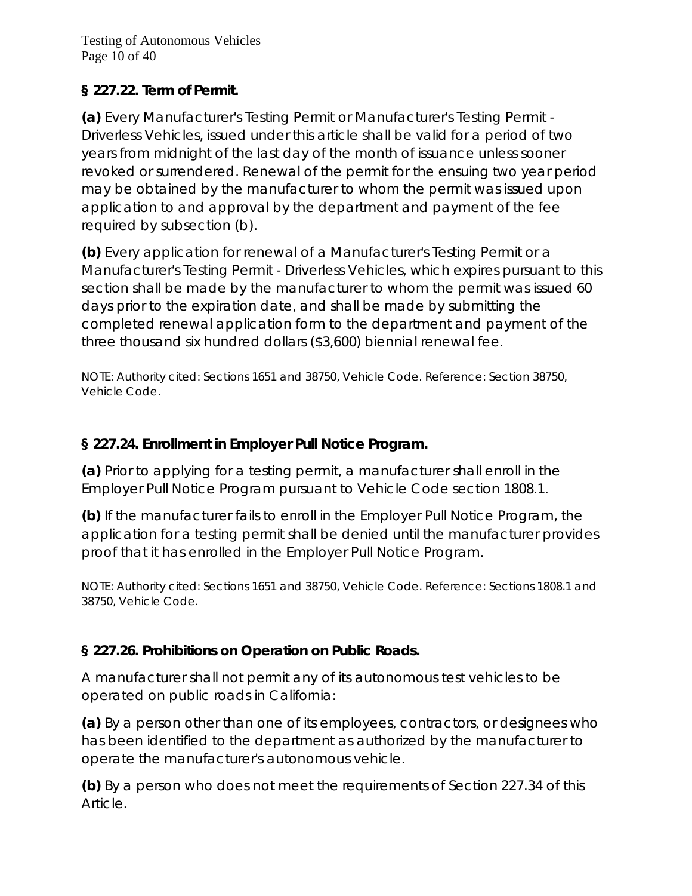### § 227.22. Term of Permit.

**(a)** Every Manufacturer's Testing Permit or Manufacturer's Testing Permit - Driverless Vehicles, issued under this article shall be valid for a period of two years from midnight of the last day of the month of issuance unless sooner revoked or surrendered. Renewal of the permit for the ensuing two year period may be obtained by the manufacturer to whom the permit was issued upon application to and approval by the department and payment of the fee required by subsection (b).

**(b)** Every application for renewal of a Manufacturer's Testing Permit or a Manufacturer's Testing Permit - Driverless Vehicles, which expires pursuant to this section shall be made by the manufacturer to whom the permit was issued 60 days prior to the expiration date, and shall be made by submitting the completed renewal application form to the department and payment of the three thousand six hundred dollars ($3,600) biennial renewal fee.

NOTE: Authority cited: Sections 1651 and 38750, Vehicle Code. Reference: Section 38750, Vehicle Code.

### § 227.24. Enrollment in Employer Pull Notice Program.

**(a)** Prior to applying for a testing permit, a manufacturer shall enroll in the Employer Pull Notice Program pursuant to Vehicle Code section 1808.1.

**(b)** If the manufacturer fails to enroll in the Employer Pull Notice Program, the application for a testing permit shall be denied until the manufacturer provides proof that it has enrolled in the Employer Pull Notice Program.

NOTE: Authority cited: Sections 1651 and 38750, Vehicle Code. Reference: Sections 1808.1 and 38750, Vehicle Code.

### § 227.26. Prohibitions on Operation on Public Roads.

A manufacturer shall not permit any of its autonomous test vehicles to be operated on public roads in California:

**(a)** By a person other than one of its employees, contractors, or designees who has been identified to the department as authorized by the manufacturer to operate the manufacturer's autonomous vehicle.

**(b)** By a person who does not meet the requirements of Section 227.34 of this Article.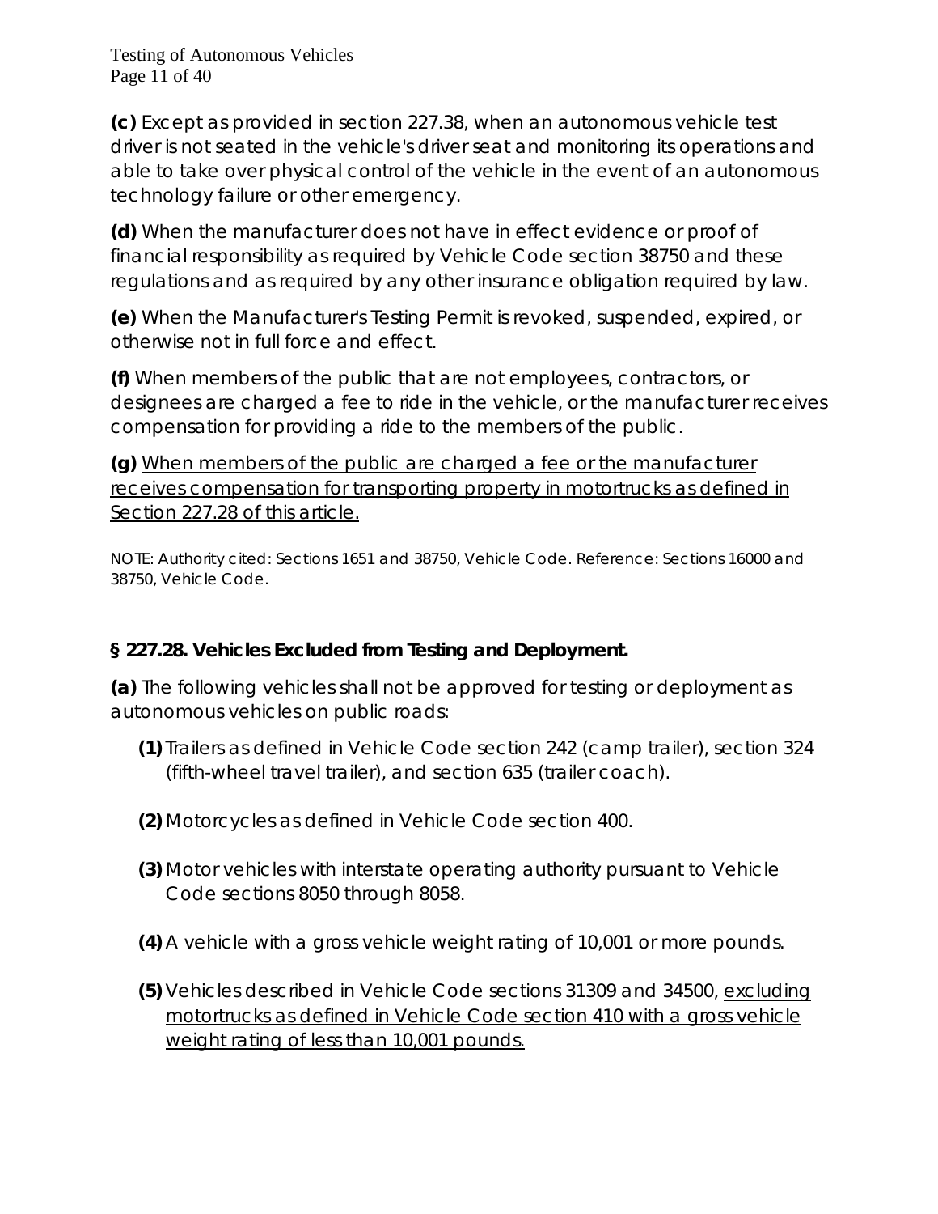**(c)** Except as provided in section 227.38, when an autonomous vehicle test driver is not seated in the vehicle's driver seat and monitoring its operations and able to take over physical control of the vehicle in the event of an autonomous technology failure or other emergency.

**(d)** When the manufacturer does not have in effect evidence or proof of financial responsibility as required by Vehicle Code section 38750 and these regulations and as required by any other insurance obligation required by law.

**(e)** When the Manufacturer's Testing Permit is revoked, suspended, expired, or otherwise not in full force and effect.

**(f)** When members of the public that are not employees, contractors, or designees are charged a fee to ride in the vehicle, or the manufacturer receives compensation for providing a ride to the members of the public.

**(g)** <u>When members of the public are charged a fee or the manufacturer receives compensation for transporting property in motortrucks as defined in Section 227.28 of this article.</u>

NOTE: Authority cited: Sections 1651 and 38750, Vehicle Code. Reference: Sections 16000 and 38750, Vehicle Code.

### § 227.28. Vehicles Excluded from Testing and Deployment.

**(a)** The following vehicles shall not be approved for testing or deployment as autonomous vehicles on public roads:

- **(1)** Trailers as defined in Vehicle Code section 242 (camp trailer), section 324 (fifth-wheel travel trailer), and section 635 (trailer coach).
- **(2)** Motorcycles as defined in Vehicle Code section 400.
- **(3)** Motor vehicles with interstate operating authority pursuant to Vehicle Code sections 8050 through 8058.
- **(4)** A vehicle with a gross vehicle weight rating of 10,001 or more pounds.
- **(5)** Vehicles described in Vehicle Code sections 31309 and 34500, <u>excluding motortrucks as defined in Vehicle Code section 410 with a gross vehicle weight rating of less than 10,001 pounds.</u>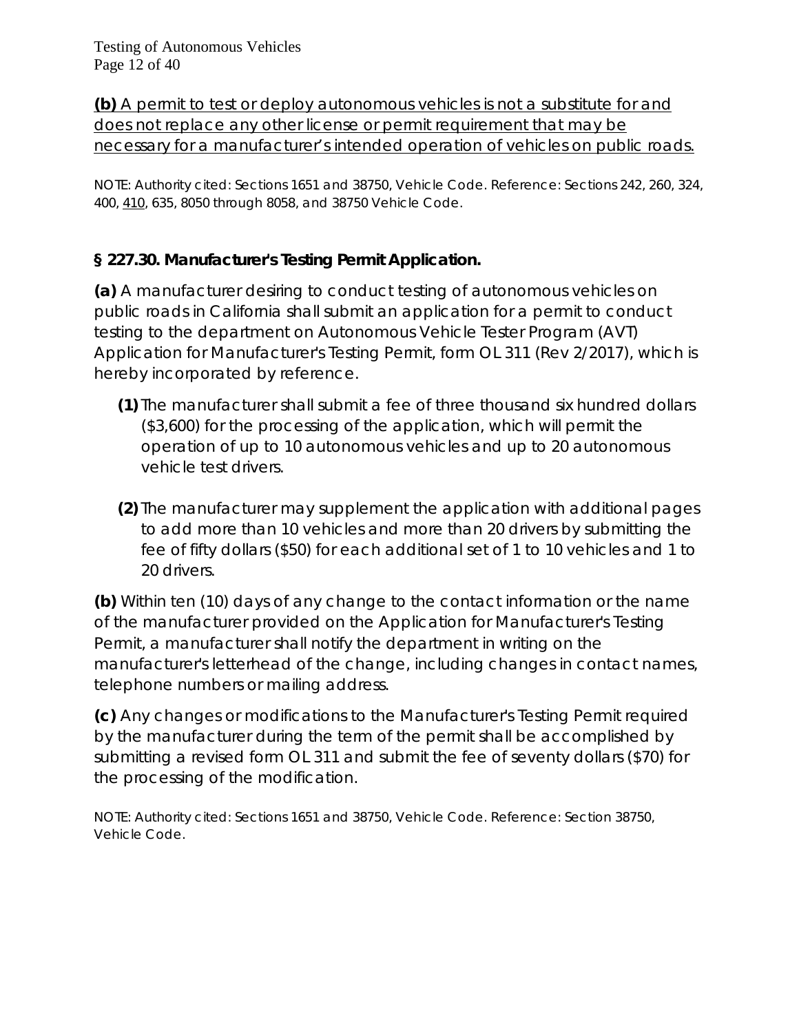<u>**(b)** A permit to test or deploy autonomous vehicles is not a substitute for and does not replace any other license or permit requirement that may be necessary for a manufacturer's intended operation of vehicles on public roads.</u>

NOTE: Authority cited: Sections 1651 and 38750, Vehicle Code. Reference: Sections 242, 260, 324, 400, <u>410</u>, 635, 8050 through 8058, and 38750 Vehicle Code.

### § 227.30. Manufacturer's Testing Permit Application.

**(a)** A manufacturer desiring to conduct testing of autonomous vehicles on public roads in California shall submit an application for a permit to conduct testing to the department on Autonomous Vehicle Tester Program (AVT) Application for Manufacturer's Testing Permit, form OL 311 (Rev 2/2017), which is hereby incorporated by reference.

- **(1)** The manufacturer shall submit a fee of three thousand six hundred dollars ($3,600) for the processing of the application, which will permit the operation of up to 10 autonomous vehicles and up to 20 autonomous vehicle test drivers.
- **(2)** The manufacturer may supplement the application with additional pages to add more than 10 vehicles and more than 20 drivers by submitting the fee of fifty dollars ($50) for each additional set of 1 to 10 vehicles and 1 to 20 drivers.

**(b)** Within ten (10) days of any change to the contact information or the name of the manufacturer provided on the Application for Manufacturer's Testing Permit, a manufacturer shall notify the department in writing on the manufacturer's letterhead of the change, including changes in contact names, telephone numbers or mailing address.

**(c)** Any changes or modifications to the Manufacturer's Testing Permit required by the manufacturer during the term of the permit shall be accomplished by submitting a revised form OL 311 and submit the fee of seventy dollars ($70) for the processing of the modification.

NOTE: Authority cited: Sections 1651 and 38750, Vehicle Code. Reference: Section 38750, Vehicle Code.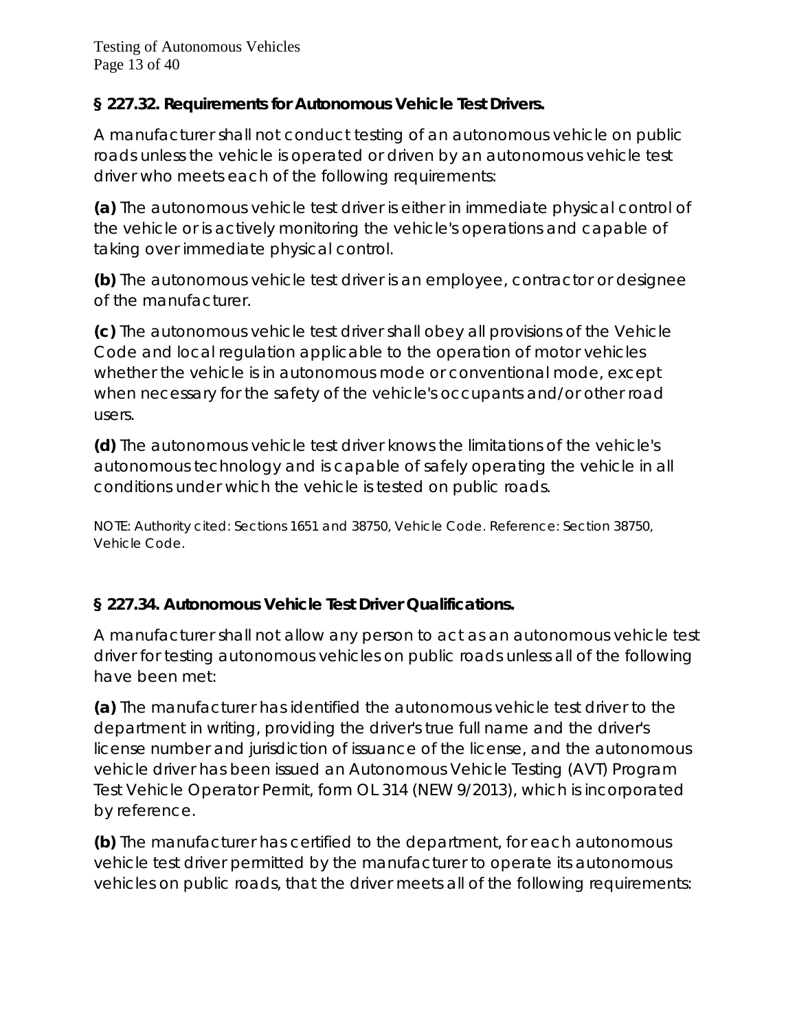### § 227.32. Requirements for Autonomous Vehicle Test Drivers.

A manufacturer shall not conduct testing of an autonomous vehicle on public roads unless the vehicle is operated or driven by an autonomous vehicle test driver who meets each of the following requirements:

**(a)** The autonomous vehicle test driver is either in immediate physical control of the vehicle or is actively monitoring the vehicle's operations and capable of taking over immediate physical control.

**(b)** The autonomous vehicle test driver is an employee, contractor or designee of the manufacturer.

**(c)** The autonomous vehicle test driver shall obey all provisions of the Vehicle Code and local regulation applicable to the operation of motor vehicles whether the vehicle is in autonomous mode or conventional mode, except when necessary for the safety of the vehicle's occupants and/or other road users.

**(d)** The autonomous vehicle test driver knows the limitations of the vehicle's autonomous technology and is capable of safely operating the vehicle in all conditions under which the vehicle is tested on public roads.

NOTE: Authority cited: Sections 1651 and 38750, Vehicle Code. Reference: Section 38750, Vehicle Code.

### § 227.34. Autonomous Vehicle Test Driver Qualifications.

A manufacturer shall not allow any person to act as an autonomous vehicle test driver for testing autonomous vehicles on public roads unless all of the following have been met:

**(a)** The manufacturer has identified the autonomous vehicle test driver to the department in writing, providing the driver's true full name and the driver's license number and jurisdiction of issuance of the license, and the autonomous vehicle driver has been issued an Autonomous Vehicle Testing (AVT) Program Test Vehicle Operator Permit, form OL 314 (NEW 9/2013), which is incorporated by reference.

**(b)** The manufacturer has certified to the department, for each autonomous vehicle test driver permitted by the manufacturer to operate its autonomous vehicles on public roads, that the driver meets all of the following requirements: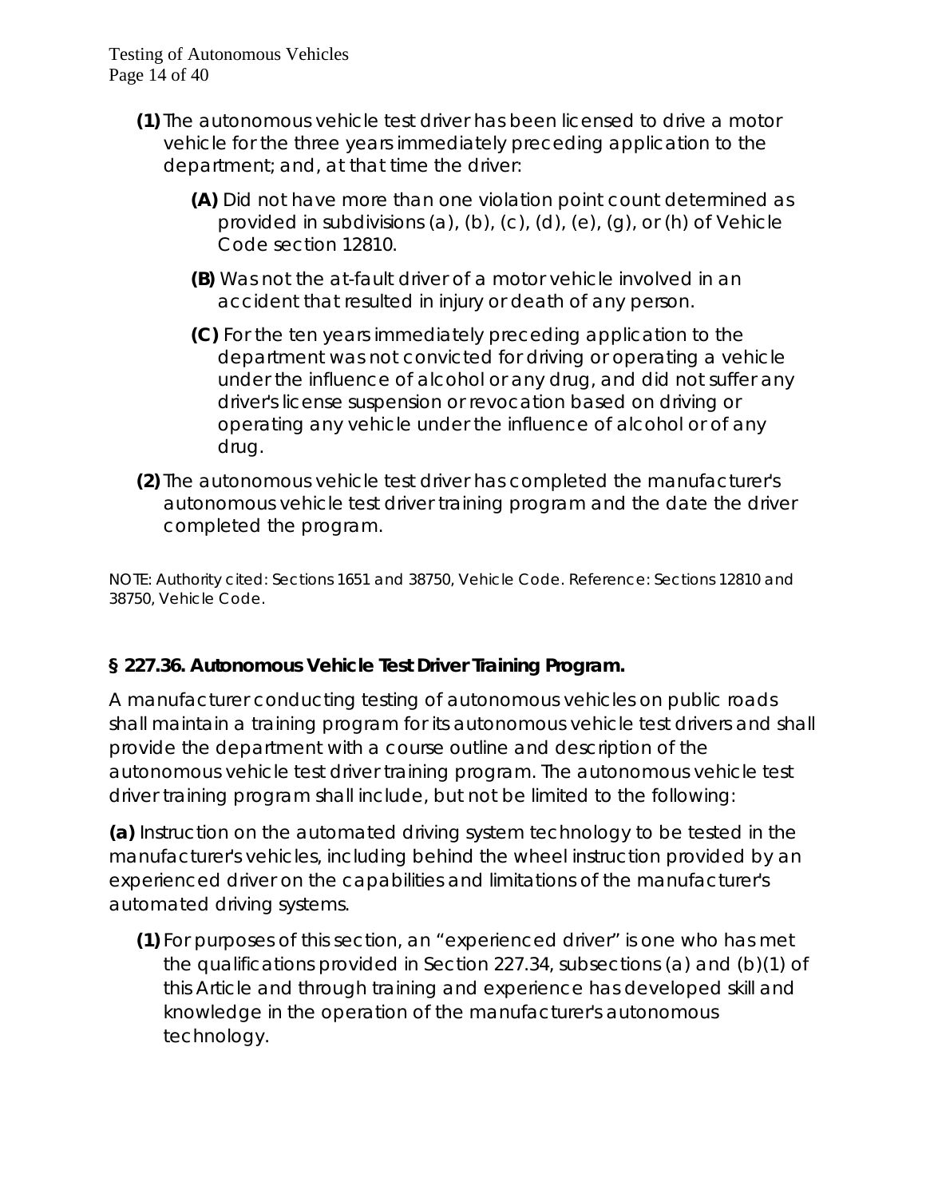**(1)** The autonomous vehicle test driver has been licensed to drive a motor vehicle for the three years immediately preceding application to the department; and, at that time the driver:

  **(A)** Did not have more than one violation point count determined as provided in subdivisions (a), (b), (c), (d), (e), (g), or (h) of Vehicle Code section 12810.

  **(B)** Was not the at-fault driver of a motor vehicle involved in an accident that resulted in injury or death of any person.

  **(C)** For the ten years immediately preceding application to the department was not convicted for driving or operating a vehicle under the influence of alcohol or any drug, and did not suffer any driver's license suspension or revocation based on driving or operating any vehicle under the influence of alcohol or of any drug.

**(2)** The autonomous vehicle test driver has completed the manufacturer's autonomous vehicle test driver training program and the date the driver completed the program.

NOTE: Authority cited: Sections 1651 and 38750, Vehicle Code. Reference: Sections 12810 and 38750, Vehicle Code.

### § 227.36. Autonomous Vehicle Test Driver Training Program.

A manufacturer conducting testing of autonomous vehicles on public roads shall maintain a training program for its autonomous vehicle test drivers and shall provide the department with a course outline and description of the autonomous vehicle test driver training program. The autonomous vehicle test driver training program shall include, but not be limited to the following:

**(a)** Instruction on the automated driving system technology to be tested in the manufacturer's vehicles, including behind the wheel instruction provided by an experienced driver on the capabilities and limitations of the manufacturer's automated driving systems.

**(1)** For purposes of this section, an "experienced driver" is one who has met the qualifications provided in Section 227.34, subsections (a) and (b)(1) of this Article and through training and experience has developed skill and knowledge in the operation of the manufacturer's autonomous technology.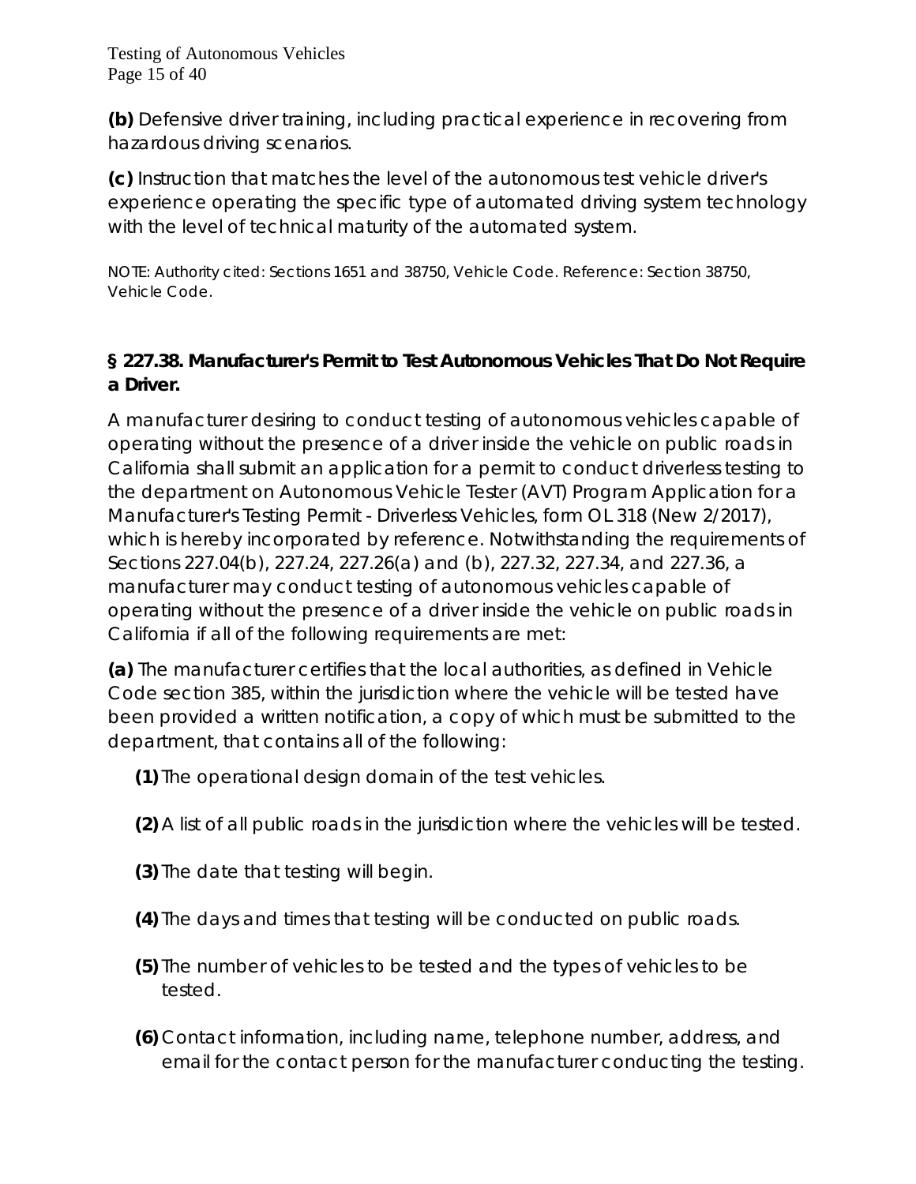**(b)** Defensive driver training, including practical experience in recovering from hazardous driving scenarios.

**(c)** Instruction that matches the level of the autonomous test vehicle driver's experience operating the specific type of automated driving system technology with the level of technical maturity of the automated system.

NOTE: Authority cited: Sections 1651 and 38750, Vehicle Code. Reference: Section 38750, Vehicle Code.

### § 227.38. Manufacturer's Permit to Test Autonomous Vehicles That Do Not Require a Driver.

A manufacturer desiring to conduct testing of autonomous vehicles capable of operating without the presence of a driver inside the vehicle on public roads in California shall submit an application for a permit to conduct driverless testing to the department on Autonomous Vehicle Tester (AVT) Program Application for a Manufacturer's Testing Permit - Driverless Vehicles, form OL 318 (New 2/2017), which is hereby incorporated by reference. Notwithstanding the requirements of Sections 227.04(b), 227.24, 227.26(a) and (b), 227.32, 227.34, and 227.36, a manufacturer may conduct testing of autonomous vehicles capable of operating without the presence of a driver inside the vehicle on public roads in California if all of the following requirements are met:

**(a)** The manufacturer certifies that the local authorities, as defined in Vehicle Code section 385, within the jurisdiction where the vehicle will be tested have been provided a written notification, a copy of which must be submitted to the department, that contains all of the following:

- **(1)** The operational design domain of the test vehicles.
- **(2)** A list of all public roads in the jurisdiction where the vehicles will be tested.
- **(3)** The date that testing will begin.
- **(4)** The days and times that testing will be conducted on public roads.
- **(5)** The number of vehicles to be tested and the types of vehicles to be tested.
- **(6)** Contact information, including name, telephone number, address, and email for the contact person for the manufacturer conducting the testing.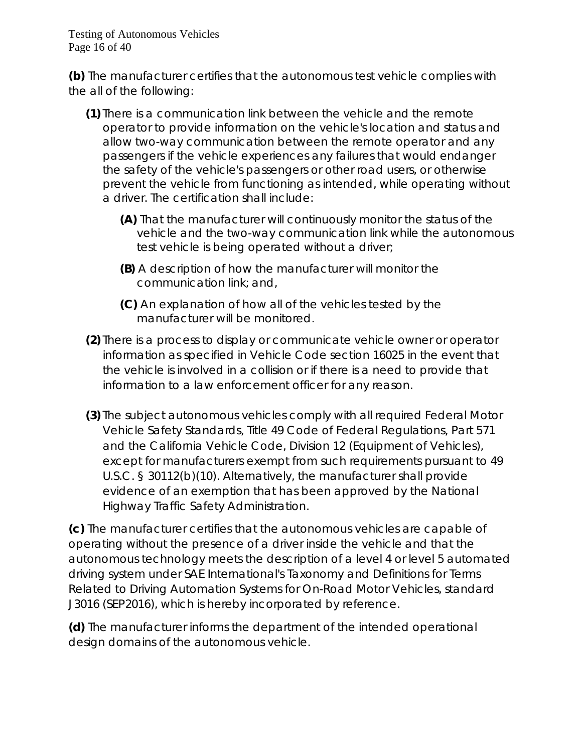**(b)** The manufacturer certifies that the autonomous test vehicle complies with the all of the following:

**(1)** There is a communication link between the vehicle and the remote operator to provide information on the vehicle's location and status and allow two-way communication between the remote operator and any passengers if the vehicle experiences any failures that would endanger the safety of the vehicle's passengers or other road users, or otherwise prevent the vehicle from functioning as intended, while operating without a driver. The certification shall include:

**(A)** That the manufacturer will continuously monitor the status of the vehicle and the two-way communication link while the autonomous test vehicle is being operated without a driver;

**(B)** A description of how the manufacturer will monitor the communication link; and,

**(C)** An explanation of how all of the vehicles tested by the manufacturer will be monitored.

**(2)** There is a process to display or communicate vehicle owner or operator information as specified in Vehicle Code section 16025 in the event that the vehicle is involved in a collision or if there is a need to provide that information to a law enforcement officer for any reason.

**(3)** The subject autonomous vehicles comply with all required Federal Motor Vehicle Safety Standards, Title 49 Code of Federal Regulations, Part 571 and the California Vehicle Code, Division 12 (Equipment of Vehicles), except for manufacturers exempt from such requirements pursuant to 49 U.S.C. § 30112(b)(10). Alternatively, the manufacturer shall provide evidence of an exemption that has been approved by the National Highway Traffic Safety Administration.

**(c)** The manufacturer certifies that the autonomous vehicles are capable of operating without the presence of a driver inside the vehicle and that the autonomous technology meets the description of a level 4 or level 5 automated driving system under SAE International's Taxonomy and Definitions for Terms Related to Driving Automation Systems for On-Road Motor Vehicles, standard J3016 (SEP2016), which is hereby incorporated by reference.

**(d)** The manufacturer informs the department of the intended operational design domains of the autonomous vehicle.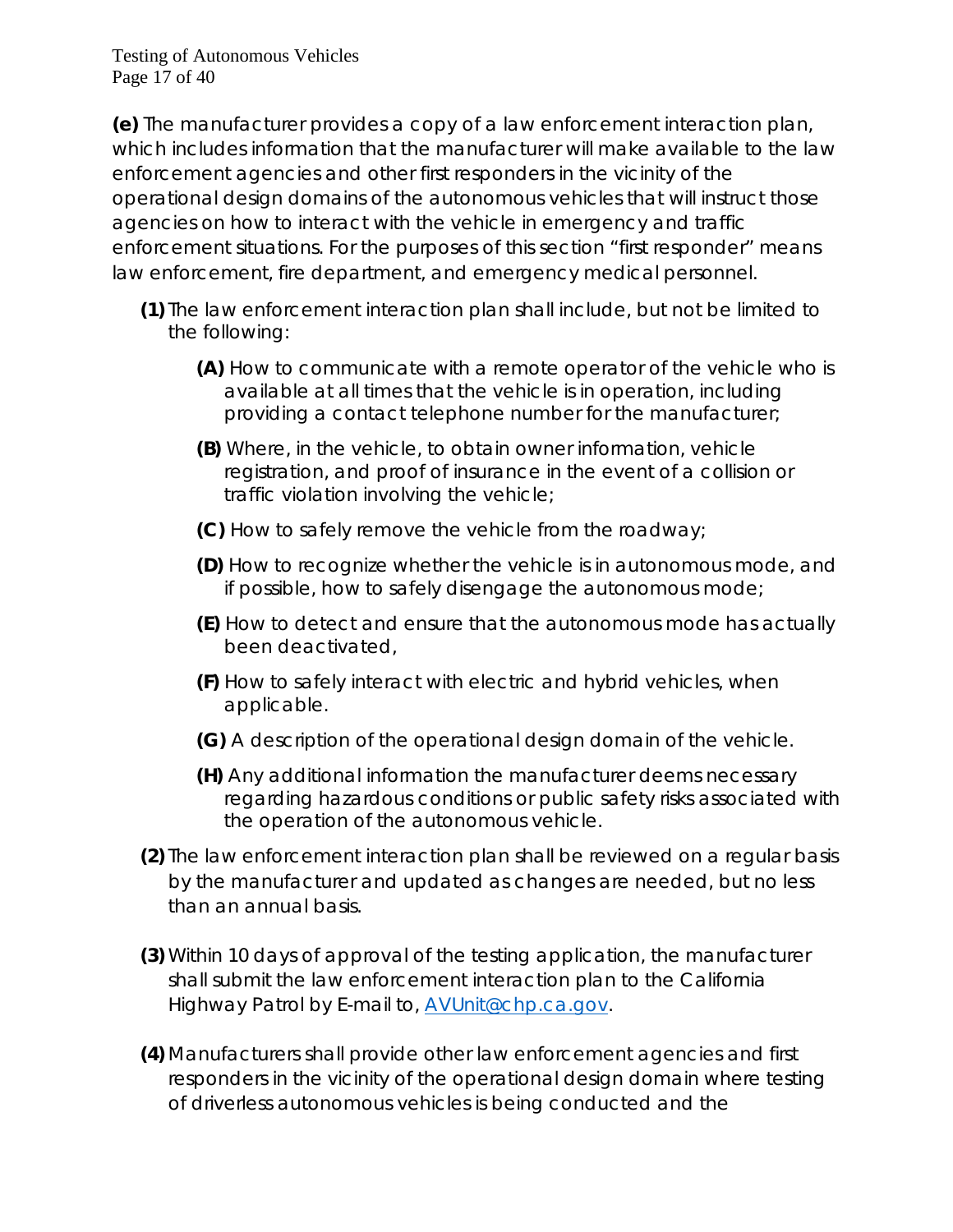**(e)** The manufacturer provides a copy of a law enforcement interaction plan, which includes information that the manufacturer will make available to the law enforcement agencies and other first responders in the vicinity of the operational design domains of the autonomous vehicles that will instruct those agencies on how to interact with the vehicle in emergency and traffic enforcement situations. For the purposes of this section "first responder" means law enforcement, fire department, and emergency medical personnel.

- **(1)** The law enforcement interaction plan shall include, but not be limited to the following:
  - **(A)** How to communicate with a remote operator of the vehicle who is available at all times that the vehicle is in operation, including providing a contact telephone number for the manufacturer;
  - **(B)** Where, in the vehicle, to obtain owner information, vehicle registration, and proof of insurance in the event of a collision or traffic violation involving the vehicle;
  - **(C)** How to safely remove the vehicle from the roadway;
  - **(D)** How to recognize whether the vehicle is in autonomous mode, and if possible, how to safely disengage the autonomous mode;
  - **(E)** How to detect and ensure that the autonomous mode has actually been deactivated,
  - **(F)** How to safely interact with electric and hybrid vehicles, when applicable.
  - **(G)** A description of the operational design domain of the vehicle.
  - **(H)** Any additional information the manufacturer deems necessary regarding hazardous conditions or public safety risks associated with the operation of the autonomous vehicle.
- **(2)** The law enforcement interaction plan shall be reviewed on a regular basis by the manufacturer and updated as changes are needed, but no less than an annual basis.
- **(3)** Within 10 days of approval of the testing application, the manufacturer shall submit the law enforcement interaction plan to the California Highway Patrol by E-mail to, AVUnit@chp.ca.gov.
- **(4)** Manufacturers shall provide other law enforcement agencies and first responders in the vicinity of the operational design domain where testing of driverless autonomous vehicles is being conducted and the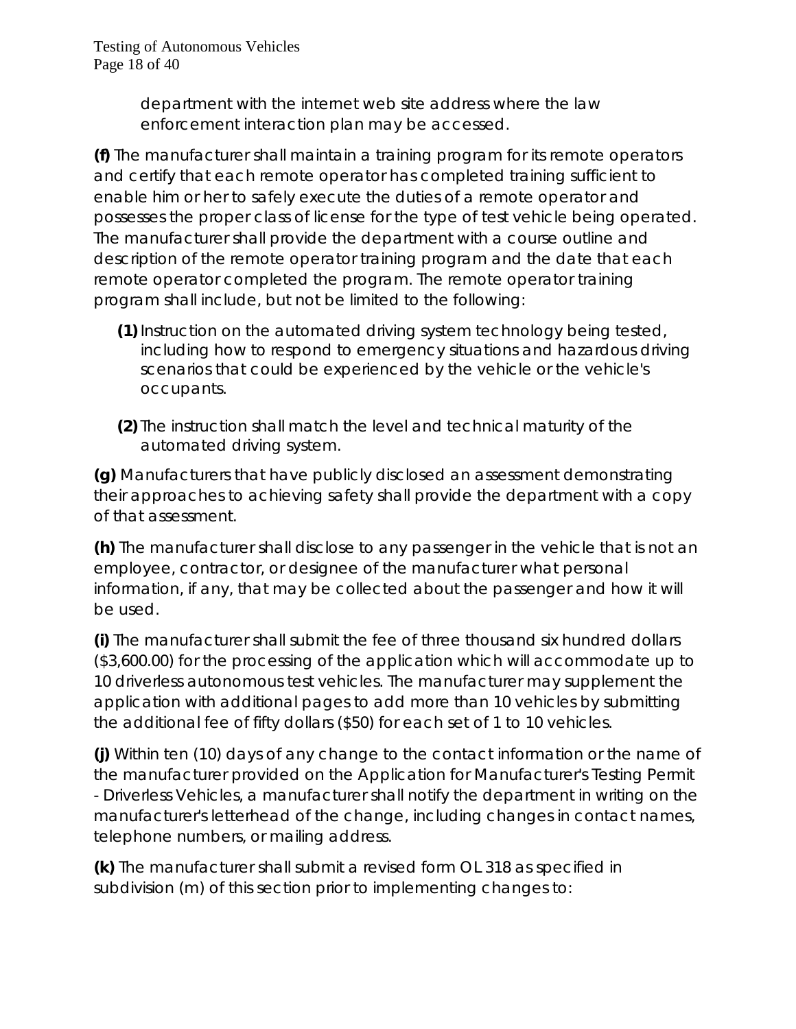department with the internet web site address where the law enforcement interaction plan may be accessed.

**(f)** The manufacturer shall maintain a training program for its remote operators and certify that each remote operator has completed training sufficient to enable him or her to safely execute the duties of a remote operator and possesses the proper class of license for the type of test vehicle being operated. The manufacturer shall provide the department with a course outline and description of the remote operator training program and the date that each remote operator completed the program. The remote operator training program shall include, but not be limited to the following:

- **(1)** Instruction on the automated driving system technology being tested, including how to respond to emergency situations and hazardous driving scenarios that could be experienced by the vehicle or the vehicle's occupants.
- **(2)** The instruction shall match the level and technical maturity of the automated driving system.

**(g)** Manufacturers that have publicly disclosed an assessment demonstrating their approaches to achieving safety shall provide the department with a copy of that assessment.

**(h)** The manufacturer shall disclose to any passenger in the vehicle that is not an employee, contractor, or designee of the manufacturer what personal information, if any, that may be collected about the passenger and how it will be used.

**(i)** The manufacturer shall submit the fee of three thousand six hundred dollars ($3,600.00) for the processing of the application which will accommodate up to 10 driverless autonomous test vehicles. The manufacturer may supplement the application with additional pages to add more than 10 vehicles by submitting the additional fee of fifty dollars ($50) for each set of 1 to 10 vehicles.

**(j)** Within ten (10) days of any change to the contact information or the name of the manufacturer provided on the Application for Manufacturer's Testing Permit - Driverless Vehicles, a manufacturer shall notify the department in writing on the manufacturer's letterhead of the change, including changes in contact names, telephone numbers, or mailing address.

**(k)** The manufacturer shall submit a revised form OL 318 as specified in subdivision (m) of this section prior to implementing changes to: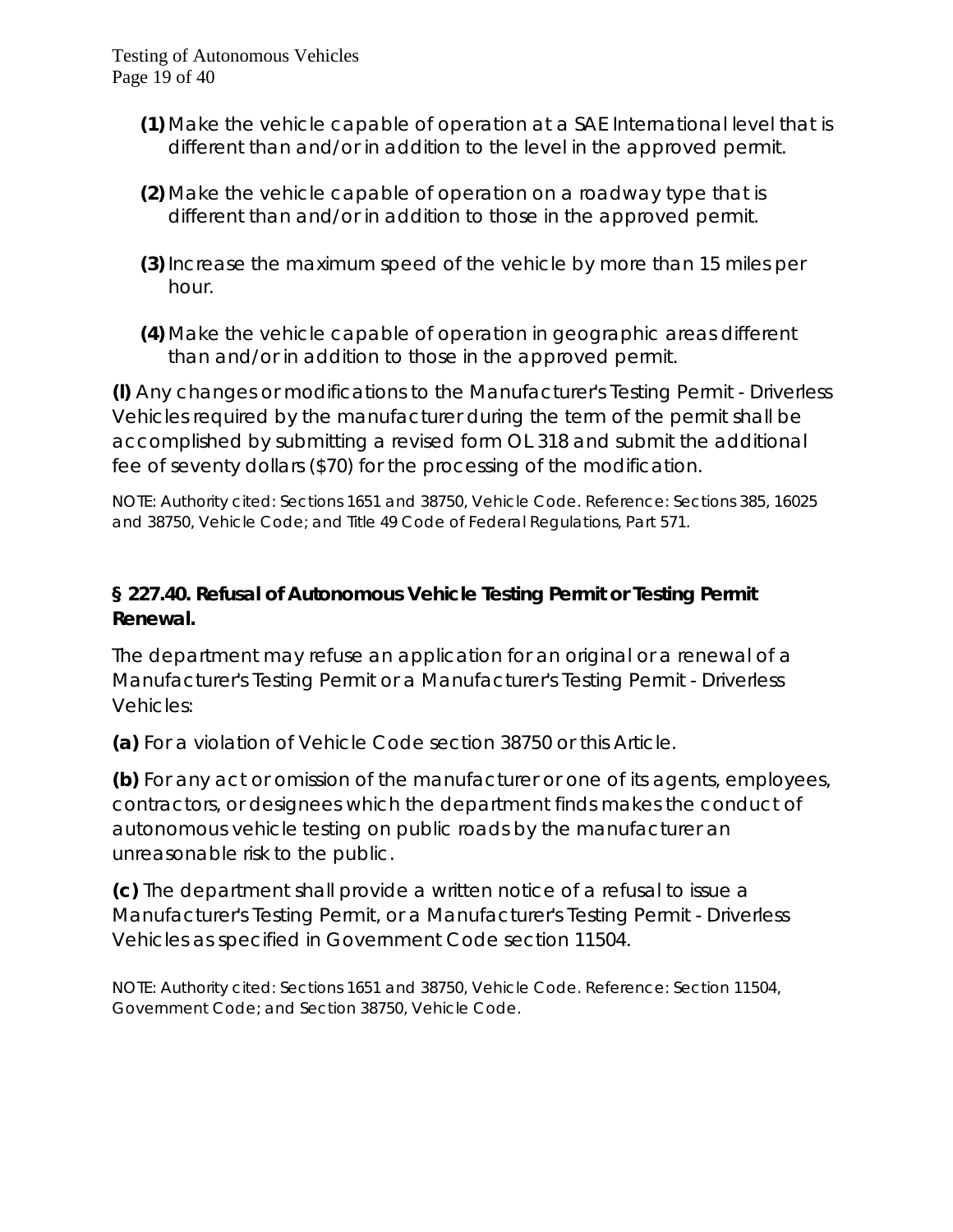**(1)** Make the vehicle capable of operation at a SAE International level that is different than and/or in addition to the level in the approved permit.

**(2)** Make the vehicle capable of operation on a roadway type that is different than and/or in addition to those in the approved permit.

**(3)** Increase the maximum speed of the vehicle by more than 15 miles per hour.

**(4)** Make the vehicle capable of operation in geographic areas different than and/or in addition to those in the approved permit.

**(l)** Any changes or modifications to the Manufacturer's Testing Permit - Driverless Vehicles required by the manufacturer during the term of the permit shall be accomplished by submitting a revised form OL 318 and submit the additional fee of seventy dollars ($70) for the processing of the modification.

NOTE: Authority cited: Sections 1651 and 38750, Vehicle Code. Reference: Sections 385, 16025 and 38750, Vehicle Code; and Title 49 Code of Federal Regulations, Part 571.

### § 227.40. Refusal of Autonomous Vehicle Testing Permit or Testing Permit Renewal.

The department may refuse an application for an original or a renewal of a Manufacturer's Testing Permit or a Manufacturer's Testing Permit - Driverless Vehicles:

**(a)** For a violation of Vehicle Code section 38750 or this Article.

**(b)** For any act or omission of the manufacturer or one of its agents, employees, contractors, or designees which the department finds makes the conduct of autonomous vehicle testing on public roads by the manufacturer an unreasonable risk to the public.

**(c)** The department shall provide a written notice of a refusal to issue a Manufacturer's Testing Permit, or a Manufacturer's Testing Permit - Driverless Vehicles as specified in Government Code section 11504.

NOTE: Authority cited: Sections 1651 and 38750, Vehicle Code. Reference: Section 11504, Government Code; and Section 38750, Vehicle Code.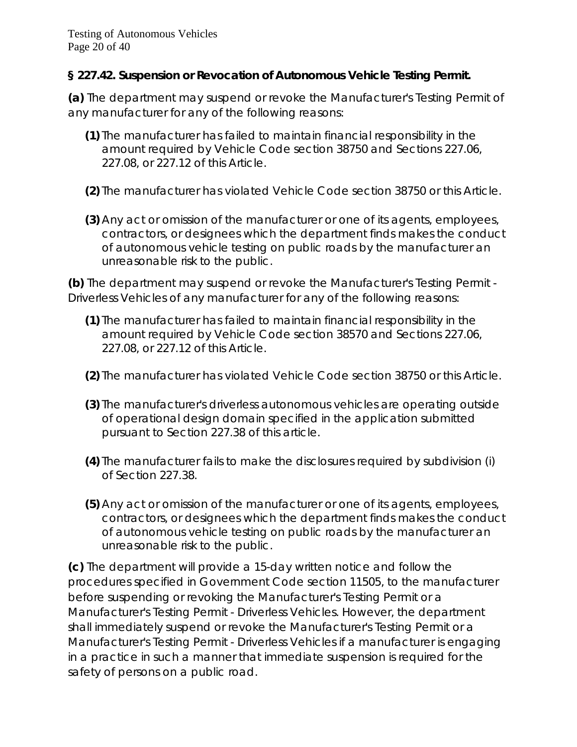### § 227.42. Suspension or Revocation of Autonomous Vehicle Testing Permit.

**(a)** The department may suspend or revoke the Manufacturer's Testing Permit of any manufacturer for any of the following reasons:

- **(1)** The manufacturer has failed to maintain financial responsibility in the amount required by Vehicle Code section 38750 and Sections 227.06, 227.08, or 227.12 of this Article.
- **(2)** The manufacturer has violated Vehicle Code section 38750 or this Article.
- **(3)** Any act or omission of the manufacturer or one of its agents, employees, contractors, or designees which the department finds makes the conduct of autonomous vehicle testing on public roads by the manufacturer an unreasonable risk to the public.

**(b)** The department may suspend or revoke the Manufacturer's Testing Permit - Driverless Vehicles of any manufacturer for any of the following reasons:

- **(1)** The manufacturer has failed to maintain financial responsibility in the amount required by Vehicle Code section 38570 and Sections 227.06, 227.08, or 227.12 of this Article.
- **(2)** The manufacturer has violated Vehicle Code section 38750 or this Article.
- **(3)** The manufacturer's driverless autonomous vehicles are operating outside of operational design domain specified in the application submitted pursuant to Section 227.38 of this article.
- **(4)** The manufacturer fails to make the disclosures required by subdivision (i) of Section 227.38.
- **(5)** Any act or omission of the manufacturer or one of its agents, employees, contractors, or designees which the department finds makes the conduct of autonomous vehicle testing on public roads by the manufacturer an unreasonable risk to the public.

**(c)** The department will provide a 15-day written notice and follow the procedures specified in Government Code section 11505, to the manufacturer before suspending or revoking the Manufacturer's Testing Permit or a Manufacturer's Testing Permit - Driverless Vehicles. However, the department shall immediately suspend or revoke the Manufacturer's Testing Permit or a Manufacturer's Testing Permit - Driverless Vehicles if a manufacturer is engaging in a practice in such a manner that immediate suspension is required for the safety of persons on a public road.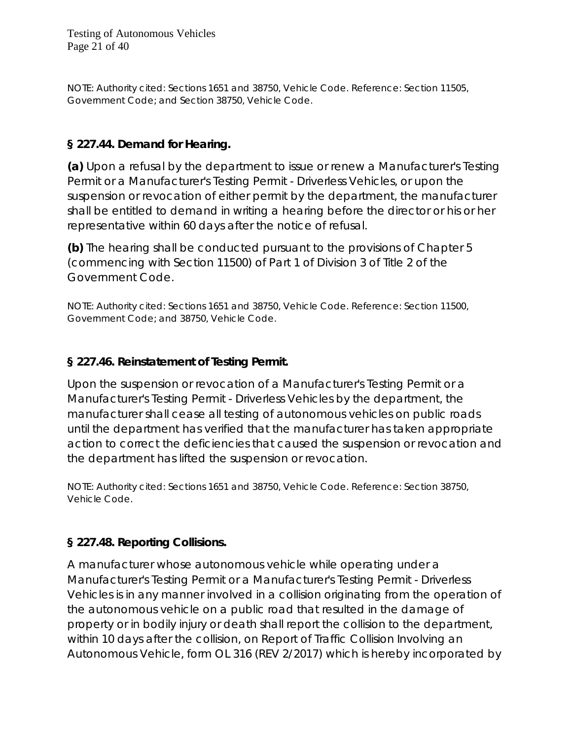NOTE: Authority cited: Sections 1651 and 38750, Vehicle Code. Reference: Section 11505, Government Code; and Section 38750, Vehicle Code.

### § 227.44. Demand for Hearing.

**(a)** Upon a refusal by the department to issue or renew a Manufacturer's Testing Permit or a Manufacturer's Testing Permit - Driverless Vehicles, or upon the suspension or revocation of either permit by the department, the manufacturer shall be entitled to demand in writing a hearing before the director or his or her representative within 60 days after the notice of refusal.

**(b)** The hearing shall be conducted pursuant to the provisions of Chapter 5 (commencing with Section 11500) of Part 1 of Division 3 of Title 2 of the Government Code.

NOTE: Authority cited: Sections 1651 and 38750, Vehicle Code. Reference: Section 11500, Government Code; and 38750, Vehicle Code.

### § 227.46. Reinstatement of Testing Permit.

Upon the suspension or revocation of a Manufacturer's Testing Permit or a Manufacturer's Testing Permit - Driverless Vehicles by the department, the manufacturer shall cease all testing of autonomous vehicles on public roads until the department has verified that the manufacturer has taken appropriate action to correct the deficiencies that caused the suspension or revocation and the department has lifted the suspension or revocation.

NOTE: Authority cited: Sections 1651 and 38750, Vehicle Code. Reference: Section 38750, Vehicle Code.

### § 227.48. Reporting Collisions.

A manufacturer whose autonomous vehicle while operating under a Manufacturer's Testing Permit or a Manufacturer's Testing Permit - Driverless Vehicles is in any manner involved in a collision originating from the operation of the autonomous vehicle on a public road that resulted in the damage of property or in bodily injury or death shall report the collision to the department, within 10 days after the collision, on Report of Traffic Collision Involving an Autonomous Vehicle, form OL 316 (REV 2/2017) which is hereby incorporated by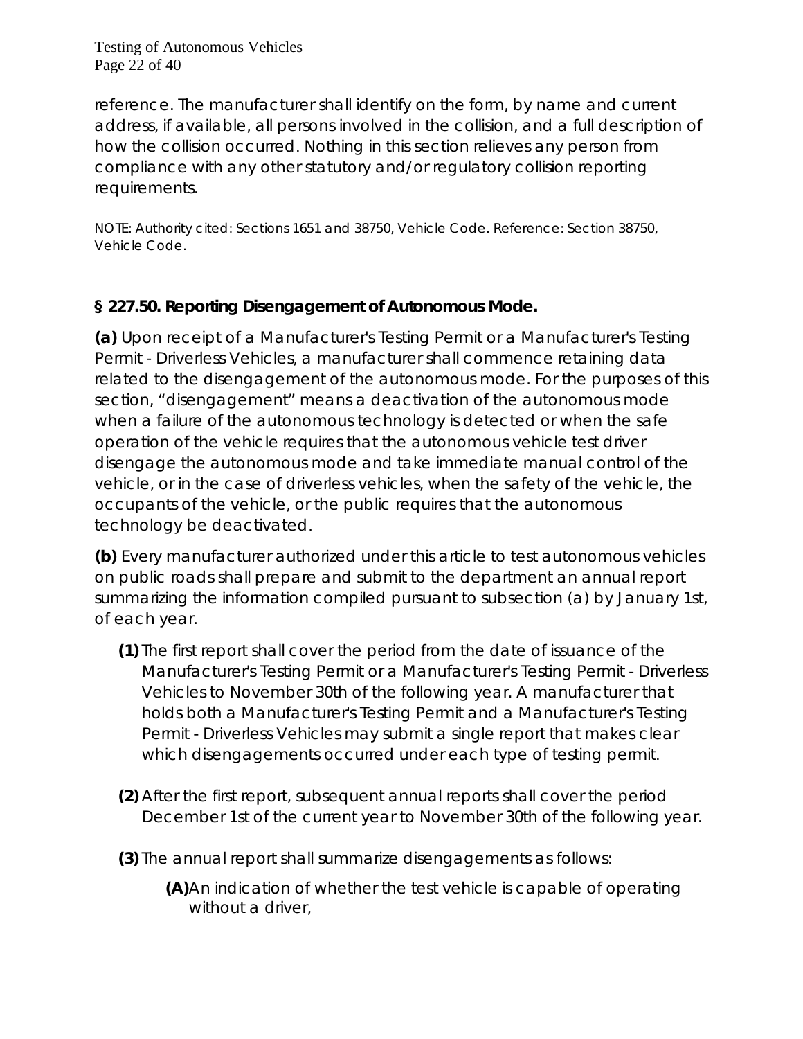reference. The manufacturer shall identify on the form, by name and current address, if available, all persons involved in the collision, and a full description of how the collision occurred. Nothing in this section relieves any person from compliance with any other statutory and/or regulatory collision reporting requirements.

NOTE: Authority cited: Sections 1651 and 38750, Vehicle Code. Reference: Section 38750, Vehicle Code.

### § 227.50. Reporting Disengagement of Autonomous Mode.

**(a)** Upon receipt of a Manufacturer's Testing Permit or a Manufacturer's Testing Permit - Driverless Vehicles, a manufacturer shall commence retaining data related to the disengagement of the autonomous mode. For the purposes of this section, "disengagement" means a deactivation of the autonomous mode when a failure of the autonomous technology is detected or when the safe operation of the vehicle requires that the autonomous vehicle test driver disengage the autonomous mode and take immediate manual control of the vehicle, or in the case of driverless vehicles, when the safety of the vehicle, the occupants of the vehicle, or the public requires that the autonomous technology be deactivated.

**(b)** Every manufacturer authorized under this article to test autonomous vehicles on public roads shall prepare and submit to the department an annual report summarizing the information compiled pursuant to subsection (a) by January 1st, of each year.

- **(1)** The first report shall cover the period from the date of issuance of the Manufacturer's Testing Permit or a Manufacturer's Testing Permit - Driverless Vehicles to November 30th of the following year. A manufacturer that holds both a Manufacturer's Testing Permit and a Manufacturer's Testing Permit - Driverless Vehicles may submit a single report that makes clear which disengagements occurred under each type of testing permit.

- **(2)** After the first report, subsequent annual reports shall cover the period December 1st of the current year to November 30th of the following year.

- **(3)** The annual report shall summarize disengagements as follows:

  - **(A)** An indication of whether the test vehicle is capable of operating without a driver,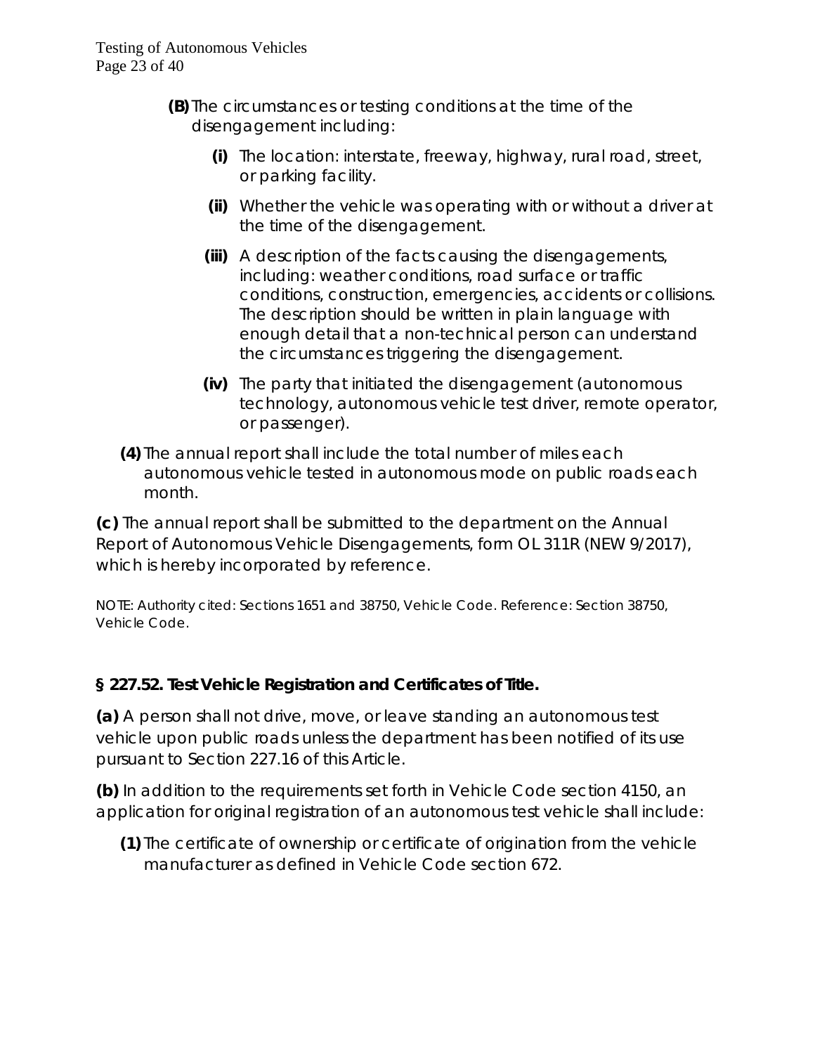**(B)** The circumstances or testing conditions at the time of the disengagement including:

**(i)** The location: interstate, freeway, highway, rural road, street, or parking facility.

**(ii)** Whether the vehicle was operating with or without a driver at the time of the disengagement.

**(iii)** A description of the facts causing the disengagements, including: weather conditions, road surface or traffic conditions, construction, emergencies, accidents or collisions. The description should be written in plain language with enough detail that a non-technical person can understand the circumstances triggering the disengagement.

**(iv)** The party that initiated the disengagement (autonomous technology, autonomous vehicle test driver, remote operator, or passenger).

**(4)** The annual report shall include the total number of miles each autonomous vehicle tested in autonomous mode on public roads each month.

**(c)** The annual report shall be submitted to the department on the Annual Report of Autonomous Vehicle Disengagements, form OL 311R (NEW 9/2017), which is hereby incorporated by reference.

NOTE: Authority cited: Sections 1651 and 38750, Vehicle Code. Reference: Section 38750, Vehicle Code.

**§ 227.52. Test Vehicle Registration and Certificates of Title.**

**(a)** A person shall not drive, move, or leave standing an autonomous test vehicle upon public roads unless the department has been notified of its use pursuant to Section 227.16 of this Article.

**(b)** In addition to the requirements set forth in Vehicle Code section 4150, an application for original registration of an autonomous test vehicle shall include:

**(1)** The certificate of ownership or certificate of origination from the vehicle manufacturer as defined in Vehicle Code section 672.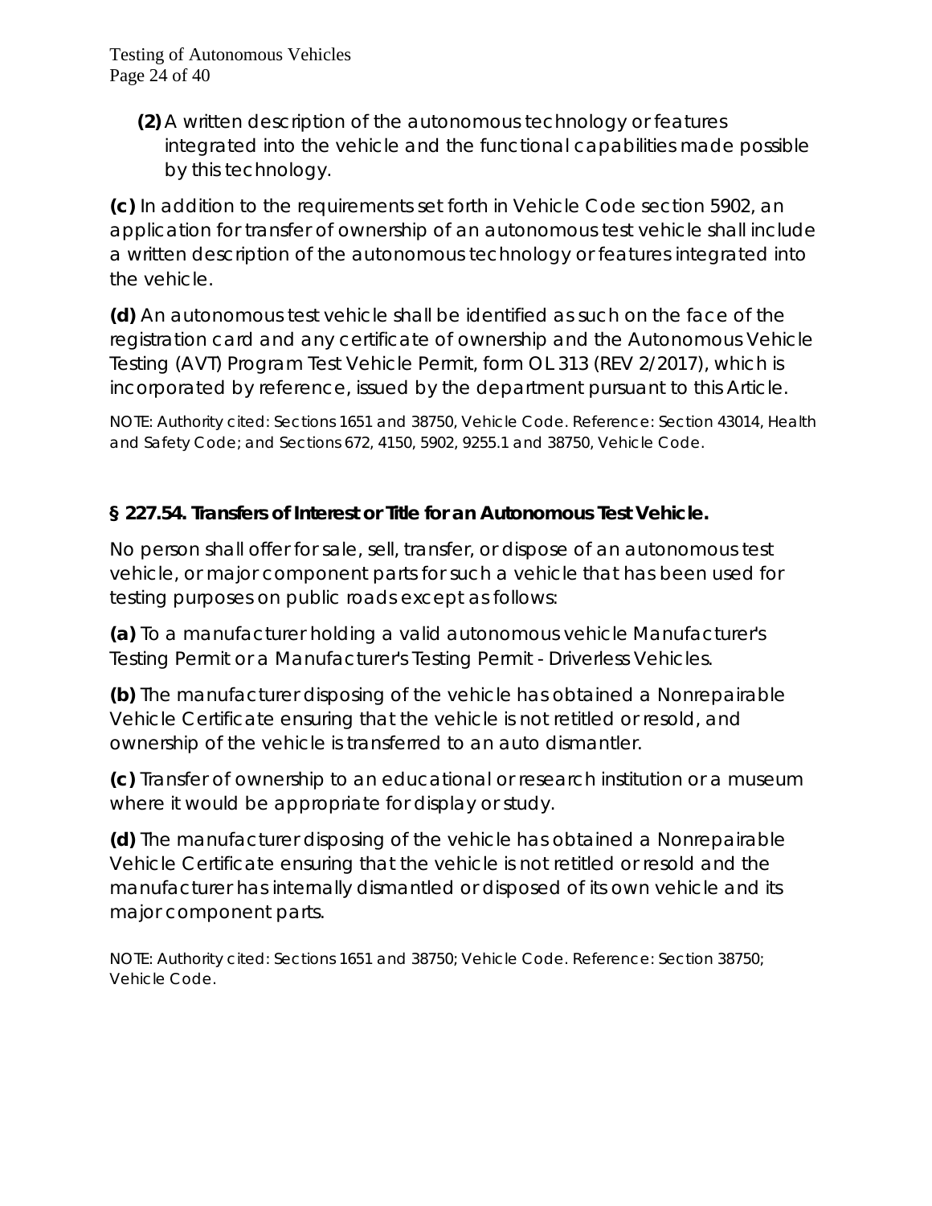**(2)** A written description of the autonomous technology or features integrated into the vehicle and the functional capabilities made possible by this technology.

**(c)** In addition to the requirements set forth in Vehicle Code section 5902, an application for transfer of ownership of an autonomous test vehicle shall include a written description of the autonomous technology or features integrated into the vehicle.

**(d)** An autonomous test vehicle shall be identified as such on the face of the registration card and any certificate of ownership and the Autonomous Vehicle Testing (AVT) Program Test Vehicle Permit, form OL 313 (REV 2/2017), which is incorporated by reference, issued by the department pursuant to this Article.

NOTE: Authority cited: Sections 1651 and 38750, Vehicle Code. Reference: Section 43014, Health and Safety Code; and Sections 672, 4150, 5902, 9255.1 and 38750, Vehicle Code.

**§ 227.54. Transfers of Interest or Title for an Autonomous Test Vehicle.**

No person shall offer for sale, sell, transfer, or dispose of an autonomous test vehicle, or major component parts for such a vehicle that has been used for testing purposes on public roads except as follows:

**(a)** To a manufacturer holding a valid autonomous vehicle Manufacturer's Testing Permit or a Manufacturer's Testing Permit - Driverless Vehicles.

**(b)** The manufacturer disposing of the vehicle has obtained a Nonrepairable Vehicle Certificate ensuring that the vehicle is not retitled or resold, and ownership of the vehicle is transferred to an auto dismantler.

**(c)** Transfer of ownership to an educational or research institution or a museum where it would be appropriate for display or study.

**(d)** The manufacturer disposing of the vehicle has obtained a Nonrepairable Vehicle Certificate ensuring that the vehicle is not retitled or resold and the manufacturer has internally dismantled or disposed of its own vehicle and its major component parts.

NOTE: Authority cited: Sections 1651 and 38750; Vehicle Code. Reference: Section 38750; Vehicle Code.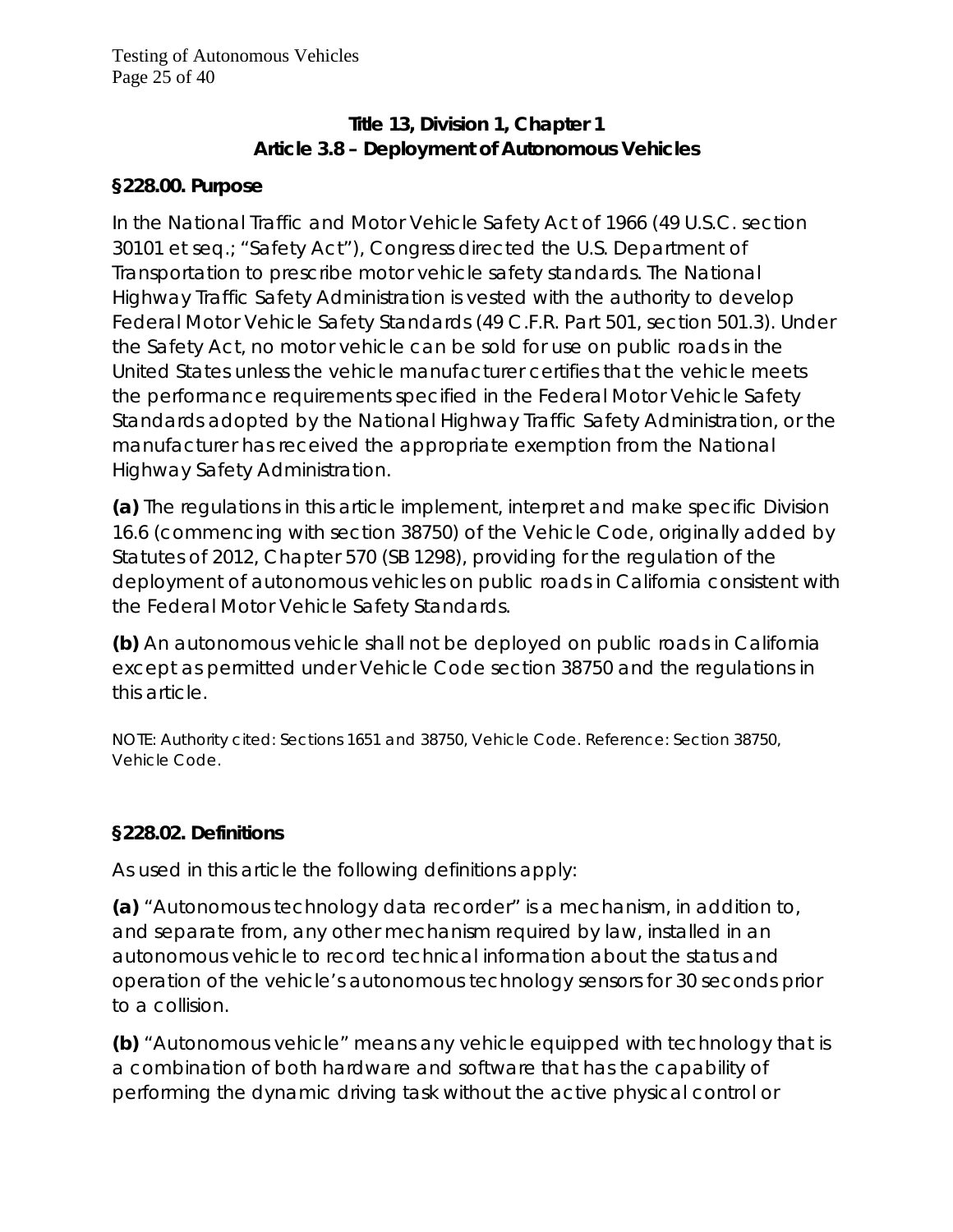**Title 13, Division 1, Chapter 1**
**Article 3.8 – Deployment of Autonomous Vehicles**

**§228.00. Purpose**

In the National Traffic and Motor Vehicle Safety Act of 1966 (49 U.S.C. section 30101 et seq.; "Safety Act"), Congress directed the U.S. Department of Transportation to prescribe motor vehicle safety standards. The National Highway Traffic Safety Administration is vested with the authority to develop Federal Motor Vehicle Safety Standards (49 C.F.R. Part 501, section 501.3). Under the Safety Act, no motor vehicle can be sold for use on public roads in the United States unless the vehicle manufacturer certifies that the vehicle meets the performance requirements specified in the Federal Motor Vehicle Safety Standards adopted by the National Highway Traffic Safety Administration, or the manufacturer has received the appropriate exemption from the National Highway Safety Administration.

**(a)** The regulations in this article implement, interpret and make specific Division 16.6 (commencing with section 38750) of the Vehicle Code, originally added by Statutes of 2012, Chapter 570 (SB 1298), providing for the regulation of the deployment of autonomous vehicles on public roads in California consistent with the Federal Motor Vehicle Safety Standards.

**(b)** An autonomous vehicle shall not be deployed on public roads in California except as permitted under Vehicle Code section 38750 and the regulations in this article.

NOTE: Authority cited: Sections 1651 and 38750, Vehicle Code. Reference: Section 38750, Vehicle Code.

**§228.02. Definitions**

As used in this article the following definitions apply:

**(a)** "Autonomous technology data recorder" is a mechanism, in addition to, and separate from, any other mechanism required by law, installed in an autonomous vehicle to record technical information about the status and operation of the vehicle's autonomous technology sensors for 30 seconds prior to a collision.

**(b)** "Autonomous vehicle" means any vehicle equipped with technology that is a combination of both hardware and software that has the capability of performing the dynamic driving task without the active physical control or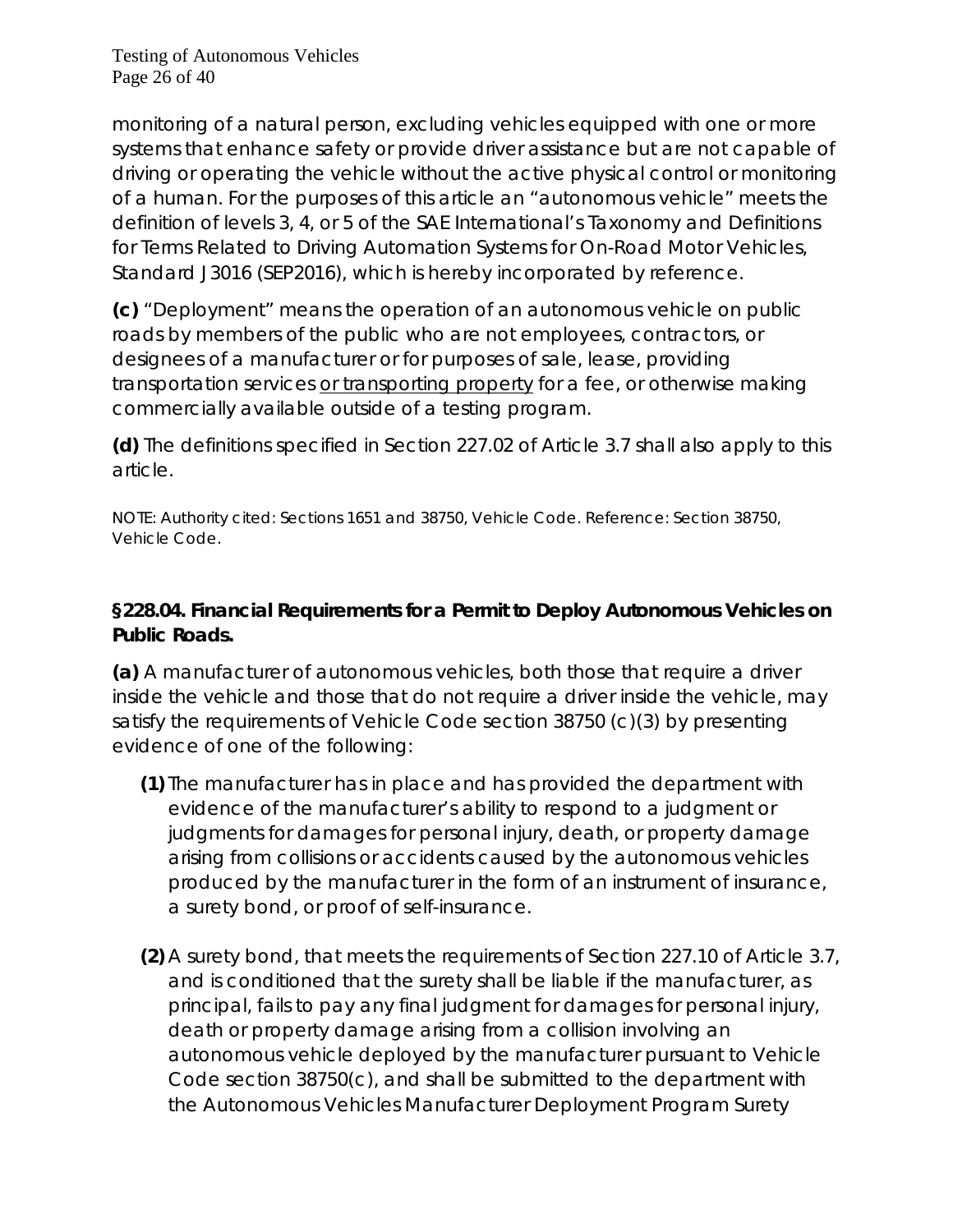monitoring of a natural person, excluding vehicles equipped with one or more systems that enhance safety or provide driver assistance but are not capable of driving or operating the vehicle without the active physical control or monitoring of a human. For the purposes of this article an "autonomous vehicle" meets the definition of levels 3, 4, or 5 of the SAE International's Taxonomy and Definitions for Terms Related to Driving Automation Systems for On-Road Motor Vehicles, Standard J3016 (SEP2016), which is hereby incorporated by reference.

**(c)** "Deployment" means the operation of an autonomous vehicle on public roads by members of the public who are not employees, contractors, or designees of a manufacturer or for purposes of sale, lease, providing transportation services <u>or transporting property</u> for a fee, or otherwise making commercially available outside of a testing program.

**(d)** The definitions specified in Section 227.02 of Article 3.7 shall also apply to this article.

NOTE: Authority cited: Sections 1651 and 38750, Vehicle Code. Reference: Section 38750, Vehicle Code.

### §228.04. Financial Requirements for a Permit to Deploy Autonomous Vehicles on Public Roads.

**(a)** A manufacturer of autonomous vehicles, both those that require a driver inside the vehicle and those that do not require a driver inside the vehicle, may satisfy the requirements of Vehicle Code section 38750 (c)(3) by presenting evidence of one of the following:

**(1)** The manufacturer has in place and has provided the department with evidence of the manufacturer's ability to respond to a judgment or judgments for damages for personal injury, death, or property damage arising from collisions or accidents caused by the autonomous vehicles produced by the manufacturer in the form of an instrument of insurance, a surety bond, or proof of self-insurance.

**(2)** A surety bond, that meets the requirements of Section 227.10 of Article 3.7, and is conditioned that the surety shall be liable if the manufacturer, as principal, fails to pay any final judgment for damages for personal injury, death or property damage arising from a collision involving an autonomous vehicle deployed by the manufacturer pursuant to Vehicle Code section 38750(c), and shall be submitted to the department with the Autonomous Vehicles Manufacturer Deployment Program Surety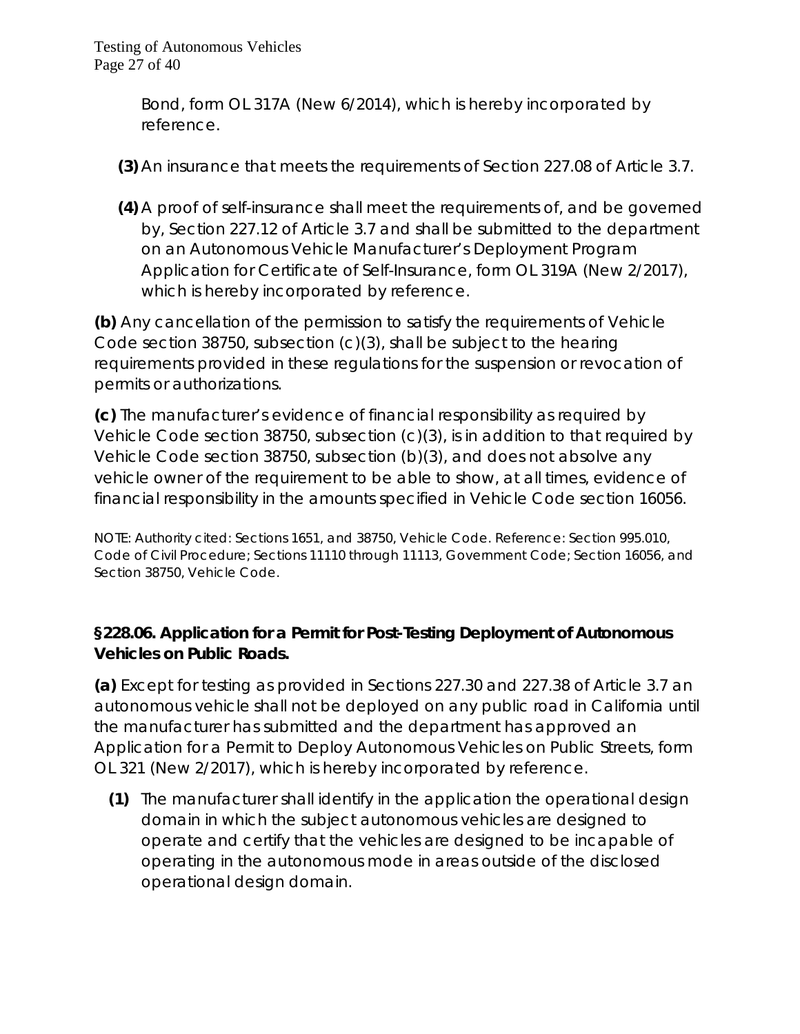Bond, form OL 317A (New 6/2014), which is hereby incorporated by reference.

**(3)** An insurance that meets the requirements of Section 227.08 of Article 3.7.

**(4)** A proof of self-insurance shall meet the requirements of, and be governed by, Section 227.12 of Article 3.7 and shall be submitted to the department on an Autonomous Vehicle Manufacturer's Deployment Program Application for Certificate of Self-Insurance, form OL 319A (New 2/2017), which is hereby incorporated by reference.

**(b)** Any cancellation of the permission to satisfy the requirements of Vehicle Code section 38750, subsection (c)(3), shall be subject to the hearing requirements provided in these regulations for the suspension or revocation of permits or authorizations.

**(c)** The manufacturer's evidence of financial responsibility as required by Vehicle Code section 38750, subsection (c)(3), is in addition to that required by Vehicle Code section 38750, subsection (b)(3), and does not absolve any vehicle owner of the requirement to be able to show, at all times, evidence of financial responsibility in the amounts specified in Vehicle Code section 16056.

NOTE: Authority cited: Sections 1651, and 38750, Vehicle Code. Reference: Section 995.010, Code of Civil Procedure; Sections 11110 through 11113, Government Code; Section 16056, and Section 38750, Vehicle Code.

### §228.06. Application for a Permit for Post-Testing Deployment of Autonomous Vehicles on Public Roads.

**(a)** Except for testing as provided in Sections 227.30 and 227.38 of Article 3.7 an autonomous vehicle shall not be deployed on any public road in California until the manufacturer has submitted and the department has approved an Application for a Permit to Deploy Autonomous Vehicles on Public Streets, form OL 321 (New 2/2017), which is hereby incorporated by reference.

**(1)** The manufacturer shall identify in the application the operational design domain in which the subject autonomous vehicles are designed to operate and certify that the vehicles are designed to be incapable of operating in the autonomous mode in areas outside of the disclosed operational design domain.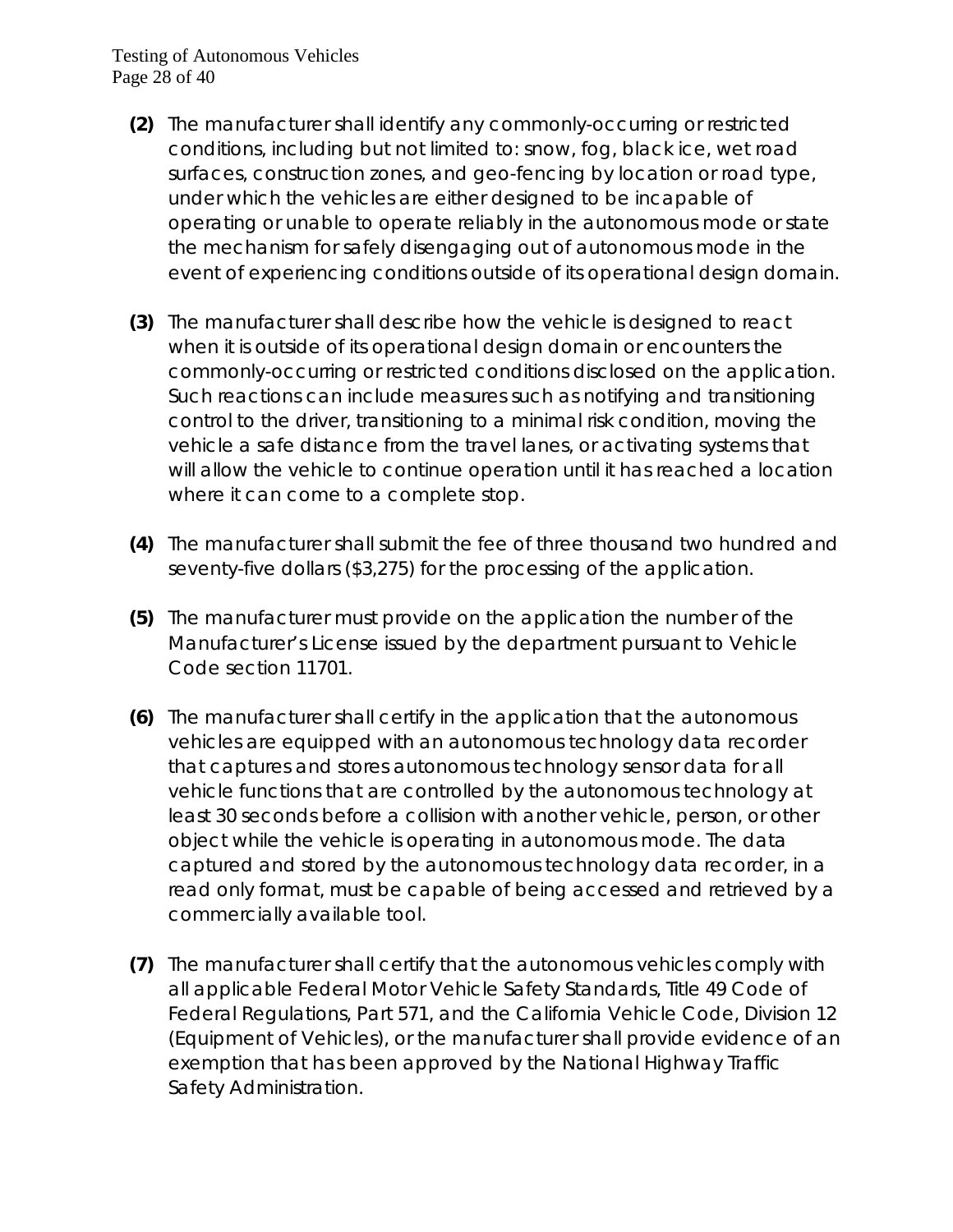**(2)** The manufacturer shall identify any commonly-occurring or restricted conditions, including but not limited to: snow, fog, black ice, wet road surfaces, construction zones, and geo-fencing by location or road type, under which the vehicles are either designed to be incapable of operating or unable to operate reliably in the autonomous mode or state the mechanism for safely disengaging out of autonomous mode in the event of experiencing conditions outside of its operational design domain.

**(3)** The manufacturer shall describe how the vehicle is designed to react when it is outside of its operational design domain or encounters the commonly-occurring or restricted conditions disclosed on the application. Such reactions can include measures such as notifying and transitioning control to the driver, transitioning to a minimal risk condition, moving the vehicle a safe distance from the travel lanes, or activating systems that will allow the vehicle to continue operation until it has reached a location where it can come to a complete stop.

**(4)** The manufacturer shall submit the fee of three thousand two hundred and seventy-five dollars ($3,275) for the processing of the application.

**(5)** The manufacturer must provide on the application the number of the Manufacturer's License issued by the department pursuant to Vehicle Code section 11701.

**(6)** The manufacturer shall certify in the application that the autonomous vehicles are equipped with an autonomous technology data recorder that captures and stores autonomous technology sensor data for all vehicle functions that are controlled by the autonomous technology at least 30 seconds before a collision with another vehicle, person, or other object while the vehicle is operating in autonomous mode. The data captured and stored by the autonomous technology data recorder, in a read only format, must be capable of being accessed and retrieved by a commercially available tool.

**(7)** The manufacturer shall certify that the autonomous vehicles comply with all applicable Federal Motor Vehicle Safety Standards, Title 49 Code of Federal Regulations, Part 571, and the California Vehicle Code, Division 12 (Equipment of Vehicles), or the manufacturer shall provide evidence of an exemption that has been approved by the National Highway Traffic Safety Administration.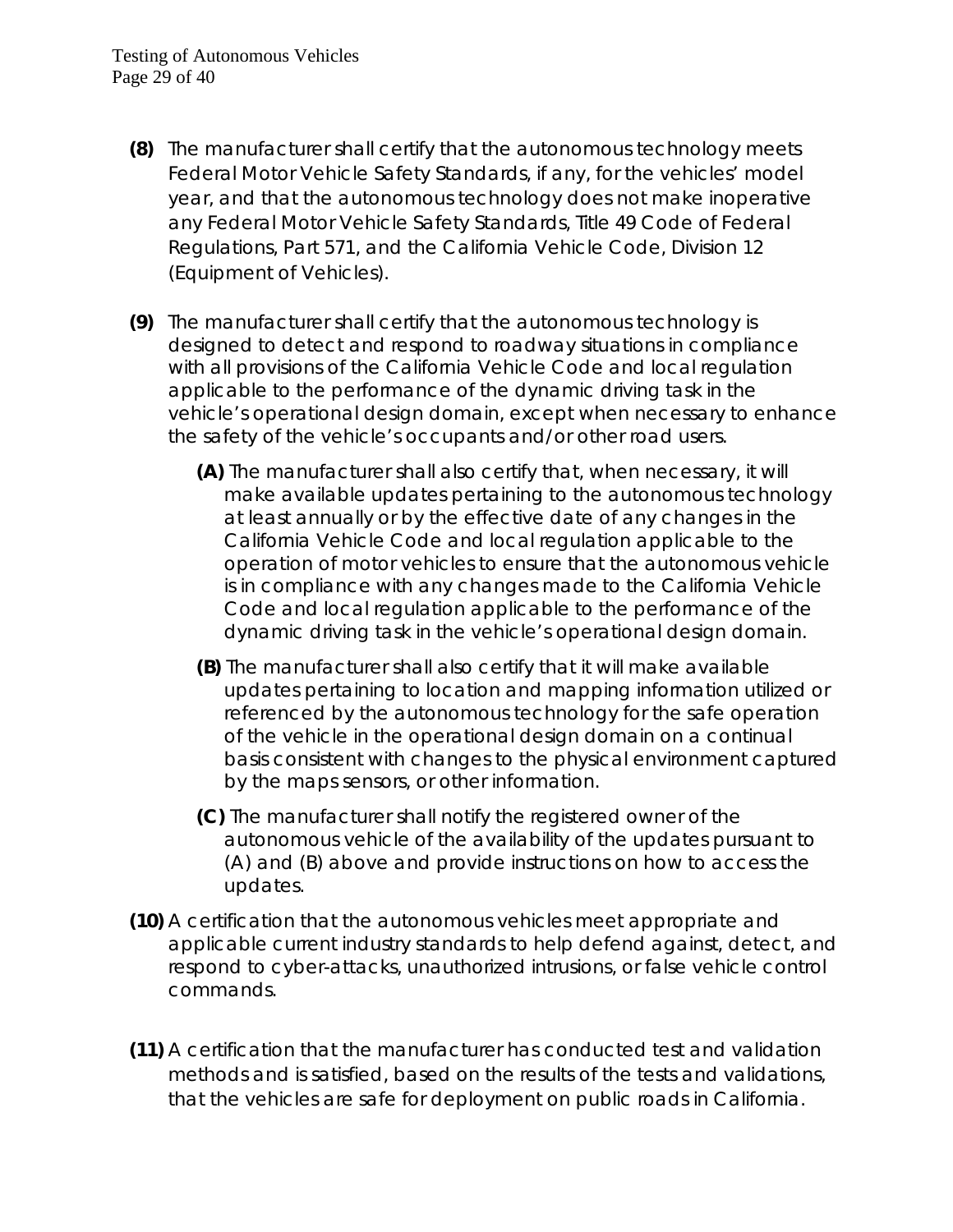**(8)** The manufacturer shall certify that the autonomous technology meets Federal Motor Vehicle Safety Standards, if any, for the vehicles' model year, and that the autonomous technology does not make inoperative any Federal Motor Vehicle Safety Standards, Title 49 Code of Federal Regulations, Part 571, and the California Vehicle Code, Division 12 (Equipment of Vehicles).

**(9)** The manufacturer shall certify that the autonomous technology is designed to detect and respond to roadway situations in compliance with all provisions of the California Vehicle Code and local regulation applicable to the performance of the dynamic driving task in the vehicle's operational design domain, except when necessary to enhance the safety of the vehicle's occupants and/or other road users.

> **(A)** The manufacturer shall also certify that, when necessary, it will make available updates pertaining to the autonomous technology at least annually or by the effective date of any changes in the California Vehicle Code and local regulation applicable to the operation of motor vehicles to ensure that the autonomous vehicle is in compliance with any changes made to the California Vehicle Code and local regulation applicable to the performance of the dynamic driving task in the vehicle's operational design domain.
>
> **(B)** The manufacturer shall also certify that it will make available updates pertaining to location and mapping information utilized or referenced by the autonomous technology for the safe operation of the vehicle in the operational design domain on a continual basis consistent with changes to the physical environment captured by the maps sensors, or other information.
>
> **(C)** The manufacturer shall notify the registered owner of the autonomous vehicle of the availability of the updates pursuant to (A) and (B) above and provide instructions on how to access the updates.

**(10)** A certification that the autonomous vehicles meet appropriate and applicable current industry standards to help defend against, detect, and respond to cyber-attacks, unauthorized intrusions, or false vehicle control commands.

**(11)** A certification that the manufacturer has conducted test and validation methods and is satisfied, based on the results of the tests and validations, that the vehicles are safe for deployment on public roads in California.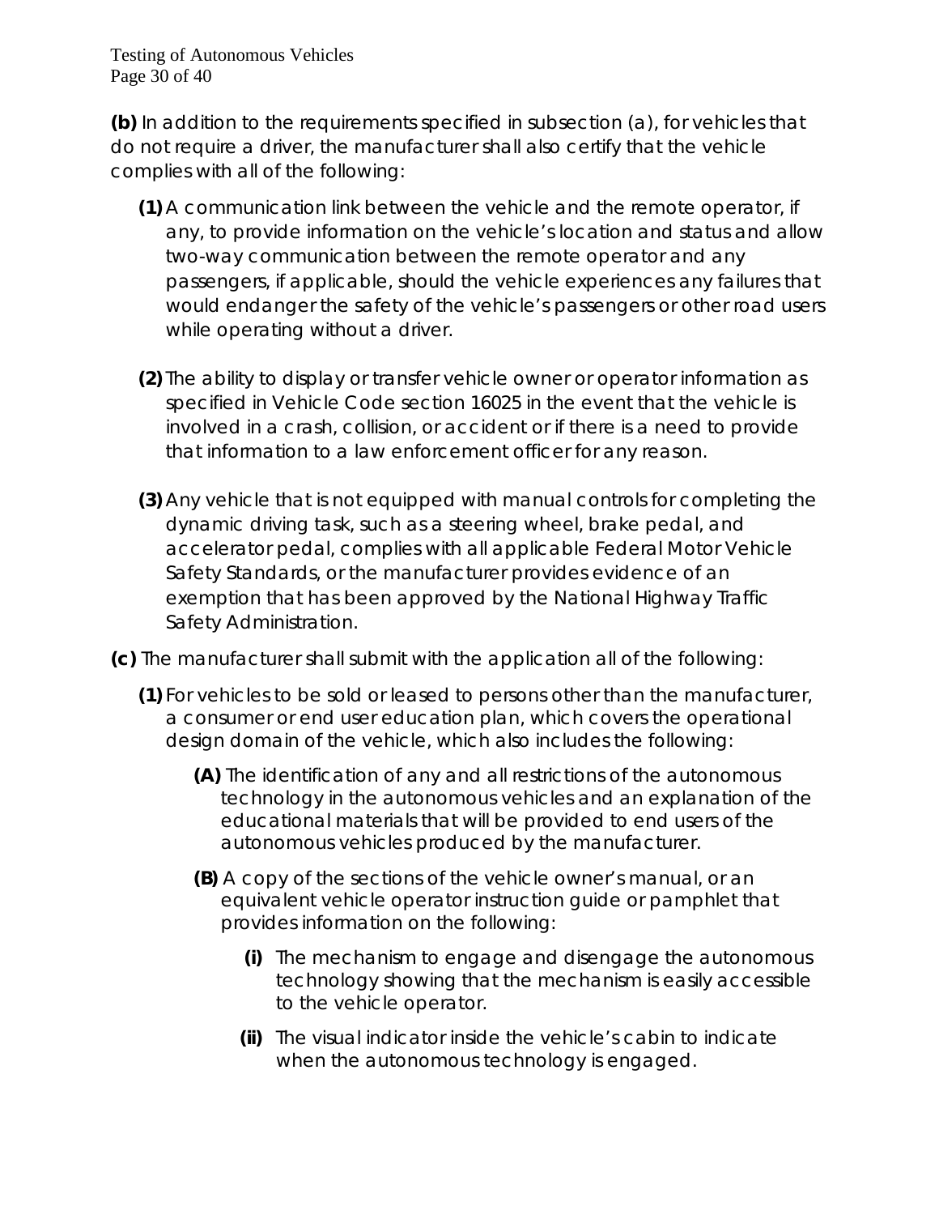**(b)** In addition to the requirements specified in subsection (a), for vehicles that do not require a driver, the manufacturer shall also certify that the vehicle complies with all of the following:

**(1)** A communication link between the vehicle and the remote operator, if any, to provide information on the vehicle's location and status and allow two-way communication between the remote operator and any passengers, if applicable, should the vehicle experiences any failures that would endanger the safety of the vehicle's passengers or other road users while operating without a driver.

**(2)** The ability to display or transfer vehicle owner or operator information as specified in Vehicle Code section 16025 in the event that the vehicle is involved in a crash, collision, or accident or if there is a need to provide that information to a law enforcement officer for any reason.

**(3)** Any vehicle that is not equipped with manual controls for completing the dynamic driving task, such as a steering wheel, brake pedal, and accelerator pedal, complies with all applicable Federal Motor Vehicle Safety Standards, or the manufacturer provides evidence of an exemption that has been approved by the National Highway Traffic Safety Administration.

**(c)** The manufacturer shall submit with the application all of the following:

**(1)** For vehicles to be sold or leased to persons other than the manufacturer, a consumer or end user education plan, which covers the operational design domain of the vehicle, which also includes the following:

**(A)** The identification of any and all restrictions of the autonomous technology in the autonomous vehicles and an explanation of the educational materials that will be provided to end users of the autonomous vehicles produced by the manufacturer.

**(B)** A copy of the sections of the vehicle owner's manual, or an equivalent vehicle operator instruction guide or pamphlet that provides information on the following:

**(i)** The mechanism to engage and disengage the autonomous technology showing that the mechanism is easily accessible to the vehicle operator.

**(ii)** The visual indicator inside the vehicle's cabin to indicate when the autonomous technology is engaged.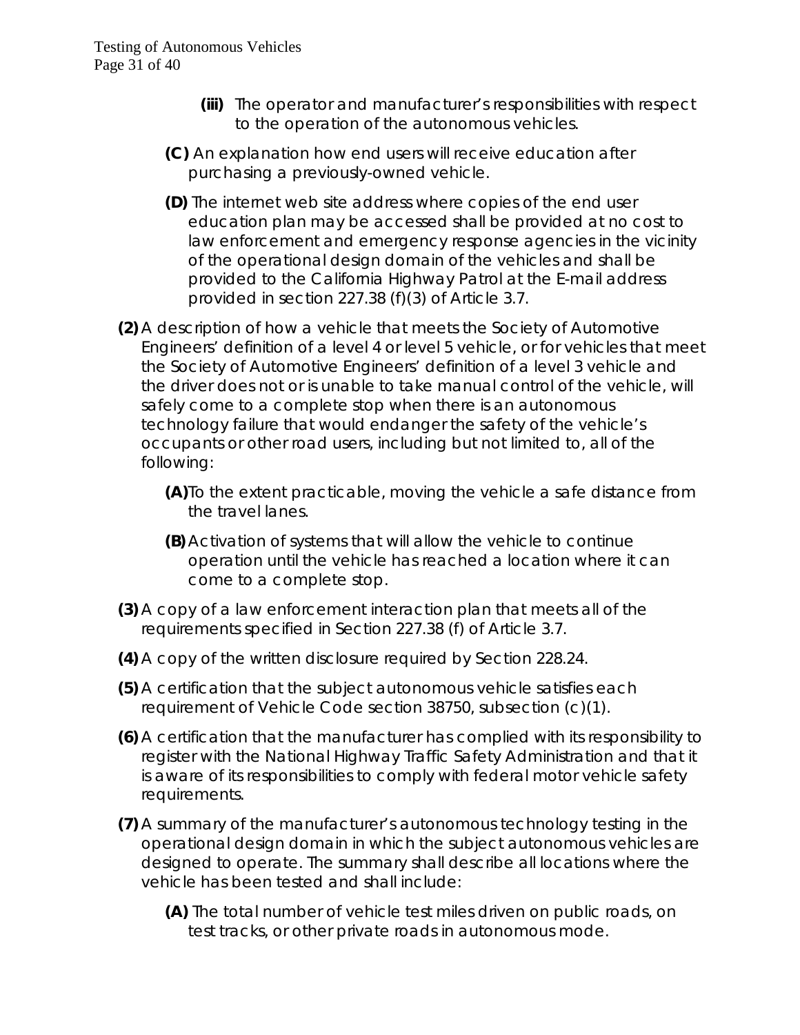**(iii)** The operator and manufacturer's responsibilities with respect to the operation of the autonomous vehicles.

**(C)** An explanation how end users will receive education after purchasing a previously-owned vehicle.

**(D)** The internet web site address where copies of the end user education plan may be accessed shall be provided at no cost to law enforcement and emergency response agencies in the vicinity of the operational design domain of the vehicles and shall be provided to the California Highway Patrol at the E-mail address provided in section 227.38 (f)(3) of Article 3.7.

**(2)** A description of how a vehicle that meets the Society of Automotive Engineers' definition of a level 4 or level 5 vehicle, or for vehicles that meet the Society of Automotive Engineers' definition of a level 3 vehicle and the driver does not or is unable to take manual control of the vehicle, will safely come to a complete stop when there is an autonomous technology failure that would endanger the safety of the vehicle's occupants or other road users, including but not limited to, all of the following:

**(A)** To the extent practicable, moving the vehicle a safe distance from the travel lanes.

**(B)** Activation of systems that will allow the vehicle to continue operation until the vehicle has reached a location where it can come to a complete stop.

**(3)** A copy of a law enforcement interaction plan that meets all of the requirements specified in Section 227.38 (f) of Article 3.7.

**(4)** A copy of the written disclosure required by Section 228.24.

**(5)** A certification that the subject autonomous vehicle satisfies each requirement of Vehicle Code section 38750, subsection (c)(1).

**(6)** A certification that the manufacturer has complied with its responsibility to register with the National Highway Traffic Safety Administration and that it is aware of its responsibilities to comply with federal motor vehicle safety requirements.

**(7)** A summary of the manufacturer's autonomous technology testing in the operational design domain in which the subject autonomous vehicles are designed to operate. The summary shall describe all locations where the vehicle has been tested and shall include:

**(A)** The total number of vehicle test miles driven on public roads, on test tracks, or other private roads in autonomous mode.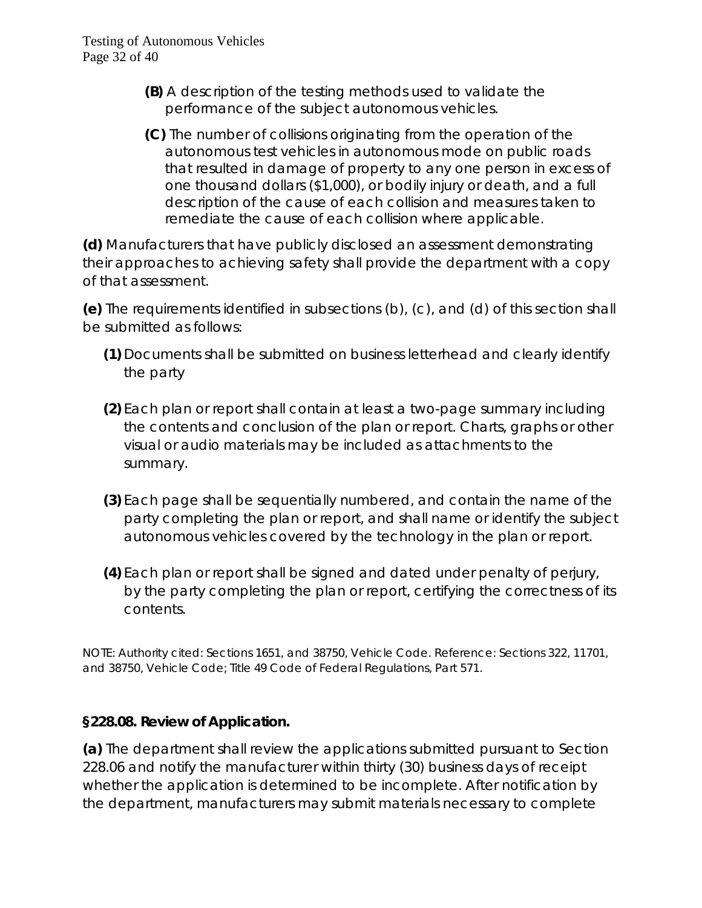**(B)** A description of the testing methods used to validate the performance of the subject autonomous vehicles.

**(C)** The number of collisions originating from the operation of the autonomous test vehicles in autonomous mode on public roads that resulted in damage of property to any one person in excess of one thousand dollars ($1,000), or bodily injury or death, and a full description of the cause of each collision and measures taken to remediate the cause of each collision where applicable.

**(d)** Manufacturers that have publicly disclosed an assessment demonstrating their approaches to achieving safety shall provide the department with a copy of that assessment.

**(e)** The requirements identified in subsections (b), (c), and (d) of this section shall be submitted as follows:

**(1)** Documents shall be submitted on business letterhead and clearly identify the party

**(2)** Each plan or report shall contain at least a two-page summary including the contents and conclusion of the plan or report. Charts, graphs or other visual or audio materials may be included as attachments to the summary.

**(3)** Each page shall be sequentially numbered, and contain the name of the party completing the plan or report, and shall name or identify the subject autonomous vehicles covered by the technology in the plan or report.

**(4)** Each plan or report shall be signed and dated under penalty of perjury, by the party completing the plan or report, certifying the correctness of its contents.

NOTE: Authority cited: Sections 1651, and 38750, Vehicle Code. Reference: Sections 322, 11701, and 38750, Vehicle Code; Title 49 Code of Federal Regulations, Part 571.

**§228.08. Review of Application.**

**(a)** The department shall review the applications submitted pursuant to Section 228.06 and notify the manufacturer within thirty (30) business days of receipt whether the application is determined to be incomplete. After notification by the department, manufacturers may submit materials necessary to complete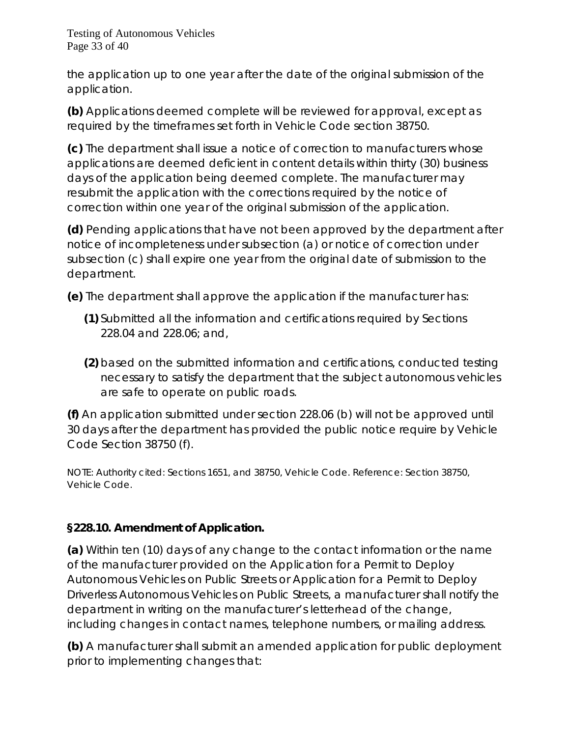the application up to one year after the date of the original submission of the application.

**(b)** Applications deemed complete will be reviewed for approval, except as required by the timeframes set forth in Vehicle Code section 38750.

**(c)** The department shall issue a notice of correction to manufacturers whose applications are deemed deficient in content details within thirty (30) business days of the application being deemed complete. The manufacturer may resubmit the application with the corrections required by the notice of correction within one year of the original submission of the application.

**(d)** Pending applications that have not been approved by the department after notice of incompleteness under subsection (a) or notice of correction under subsection (c) shall expire one year from the original date of submission to the department.

**(e)** The department shall approve the application if the manufacturer has:

**(1)** Submitted all the information and certifications required by Sections 228.04 and 228.06; and,

**(2)** based on the submitted information and certifications, conducted testing necessary to satisfy the department that the subject autonomous vehicles are safe to operate on public roads.

**(f)** An application submitted under section 228.06 (b) will not be approved until 30 days after the department has provided the public notice require by Vehicle Code Section 38750 (f).

NOTE: Authority cited: Sections 1651, and 38750, Vehicle Code. Reference: Section 38750, Vehicle Code.

**§228.10. Amendment of Application.**

**(a)** Within ten (10) days of any change to the contact information or the name of the manufacturer provided on the Application for a Permit to Deploy Autonomous Vehicles on Public Streets or Application for a Permit to Deploy Driverless Autonomous Vehicles on Public Streets, a manufacturer shall notify the department in writing on the manufacturer's letterhead of the change, including changes in contact names, telephone numbers, or mailing address.

**(b)** A manufacturer shall submit an amended application for public deployment prior to implementing changes that: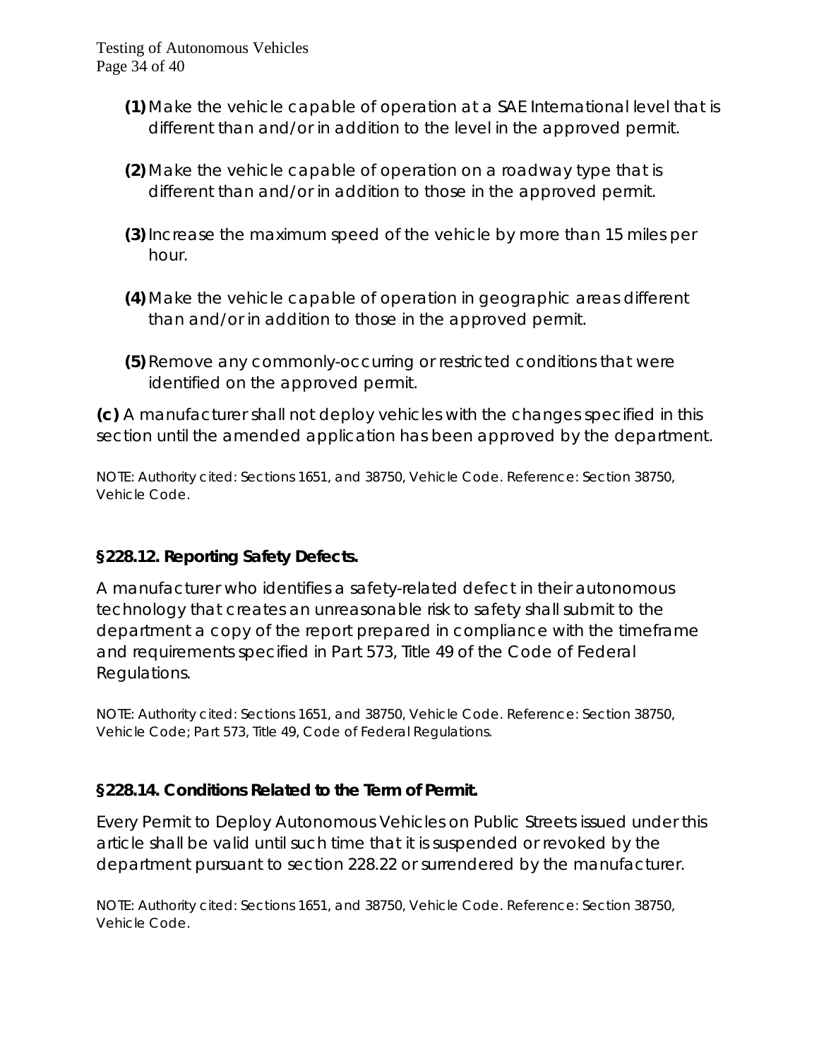**(1)** Make the vehicle capable of operation at a SAE International level that is different than and/or in addition to the level in the approved permit.

**(2)** Make the vehicle capable of operation on a roadway type that is different than and/or in addition to those in the approved permit.

**(3)** Increase the maximum speed of the vehicle by more than 15 miles per hour.

**(4)** Make the vehicle capable of operation in geographic areas different than and/or in addition to those in the approved permit.

**(5)** Remove any commonly-occurring or restricted conditions that were identified on the approved permit.

**(c)** A manufacturer shall not deploy vehicles with the changes specified in this section until the amended application has been approved by the department.

NOTE: Authority cited: Sections 1651, and 38750, Vehicle Code. Reference: Section 38750, Vehicle Code.

### §228.12. Reporting Safety Defects.

A manufacturer who identifies a safety-related defect in their autonomous technology that creates an unreasonable risk to safety shall submit to the department a copy of the report prepared in compliance with the timeframe and requirements specified in Part 573, Title 49 of the Code of Federal Regulations.

NOTE: Authority cited: Sections 1651, and 38750, Vehicle Code. Reference: Section 38750, Vehicle Code; Part 573, Title 49, Code of Federal Regulations.

### §228.14. Conditions Related to the Term of Permit.

Every Permit to Deploy Autonomous Vehicles on Public Streets issued under this article shall be valid until such time that it is suspended or revoked by the department pursuant to section 228.22 or surrendered by the manufacturer.

NOTE: Authority cited: Sections 1651, and 38750, Vehicle Code. Reference: Section 38750, Vehicle Code.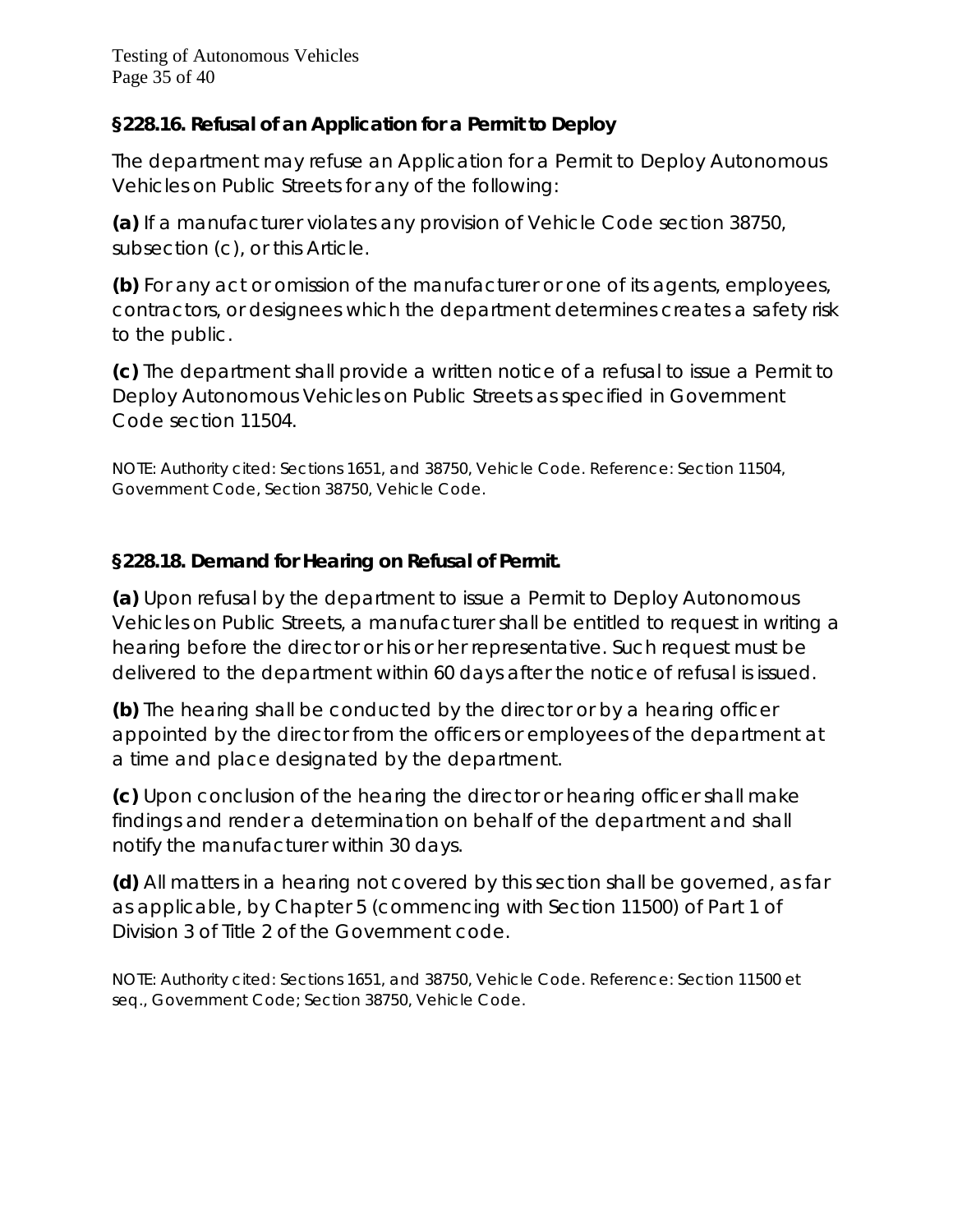### §228.16. Refusal of an Application for a Permit to Deploy

The department may refuse an Application for a Permit to Deploy Autonomous Vehicles on Public Streets for any of the following:

**(a)** If a manufacturer violates any provision of Vehicle Code section 38750, subsection (c), or this Article.

**(b)** For any act or omission of the manufacturer or one of its agents, employees, contractors, or designees which the department determines creates a safety risk to the public.

**(c)** The department shall provide a written notice of a refusal to issue a Permit to Deploy Autonomous Vehicles on Public Streets as specified in Government Code section 11504.

NOTE: Authority cited: Sections 1651, and 38750, Vehicle Code. Reference: Section 11504, Government Code, Section 38750, Vehicle Code.

### §228.18. Demand for Hearing on Refusal of Permit.

**(a)** Upon refusal by the department to issue a Permit to Deploy Autonomous Vehicles on Public Streets, a manufacturer shall be entitled to request in writing a hearing before the director or his or her representative. Such request must be delivered to the department within 60 days after the notice of refusal is issued.

**(b)** The hearing shall be conducted by the director or by a hearing officer appointed by the director from the officers or employees of the department at a time and place designated by the department.

**(c)** Upon conclusion of the hearing the director or hearing officer shall make findings and render a determination on behalf of the department and shall notify the manufacturer within 30 days.

**(d)** All matters in a hearing not covered by this section shall be governed, as far as applicable, by Chapter 5 (commencing with Section 11500) of Part 1 of Division 3 of Title 2 of the Government code.

NOTE: Authority cited: Sections 1651, and 38750, Vehicle Code. Reference: Section 11500 et seq., Government Code; Section 38750, Vehicle Code.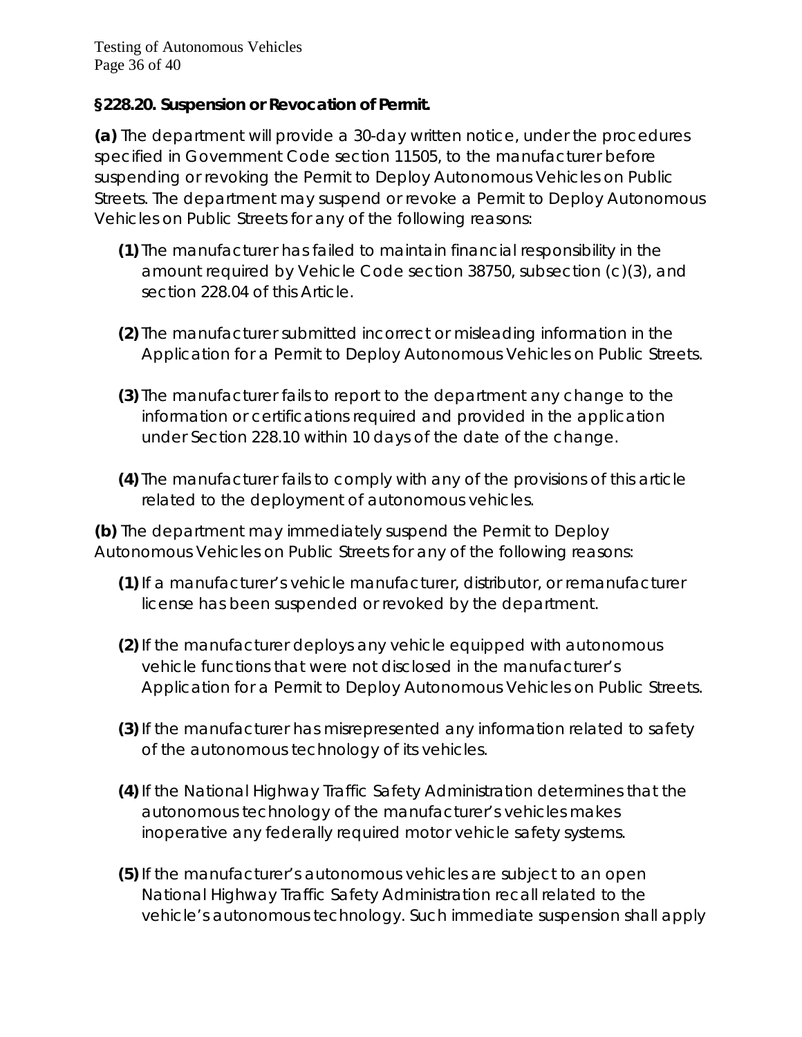### §228.20. Suspension or Revocation of Permit.

**(a)** The department will provide a 30-day written notice, under the procedures specified in Government Code section 11505, to the manufacturer before suspending or revoking the Permit to Deploy Autonomous Vehicles on Public Streets. The department may suspend or revoke a Permit to Deploy Autonomous Vehicles on Public Streets for any of the following reasons:

- **(1)** The manufacturer has failed to maintain financial responsibility in the amount required by Vehicle Code section 38750, subsection (c)(3), and section 228.04 of this Article.
- **(2)** The manufacturer submitted incorrect or misleading information in the Application for a Permit to Deploy Autonomous Vehicles on Public Streets.
- **(3)** The manufacturer fails to report to the department any change to the information or certifications required and provided in the application under Section 228.10 within 10 days of the date of the change.
- **(4)** The manufacturer fails to comply with any of the provisions of this article related to the deployment of autonomous vehicles.

**(b)** The department may immediately suspend the Permit to Deploy Autonomous Vehicles on Public Streets for any of the following reasons:

- **(1)** If a manufacturer's vehicle manufacturer, distributor, or remanufacturer license has been suspended or revoked by the department.
- **(2)** If the manufacturer deploys any vehicle equipped with autonomous vehicle functions that were not disclosed in the manufacturer's Application for a Permit to Deploy Autonomous Vehicles on Public Streets.
- **(3)** If the manufacturer has misrepresented any information related to safety of the autonomous technology of its vehicles.
- **(4)** If the National Highway Traffic Safety Administration determines that the autonomous technology of the manufacturer's vehicles makes inoperative any federally required motor vehicle safety systems.
- **(5)** If the manufacturer's autonomous vehicles are subject to an open National Highway Traffic Safety Administration recall related to the vehicle's autonomous technology. Such immediate suspension shall apply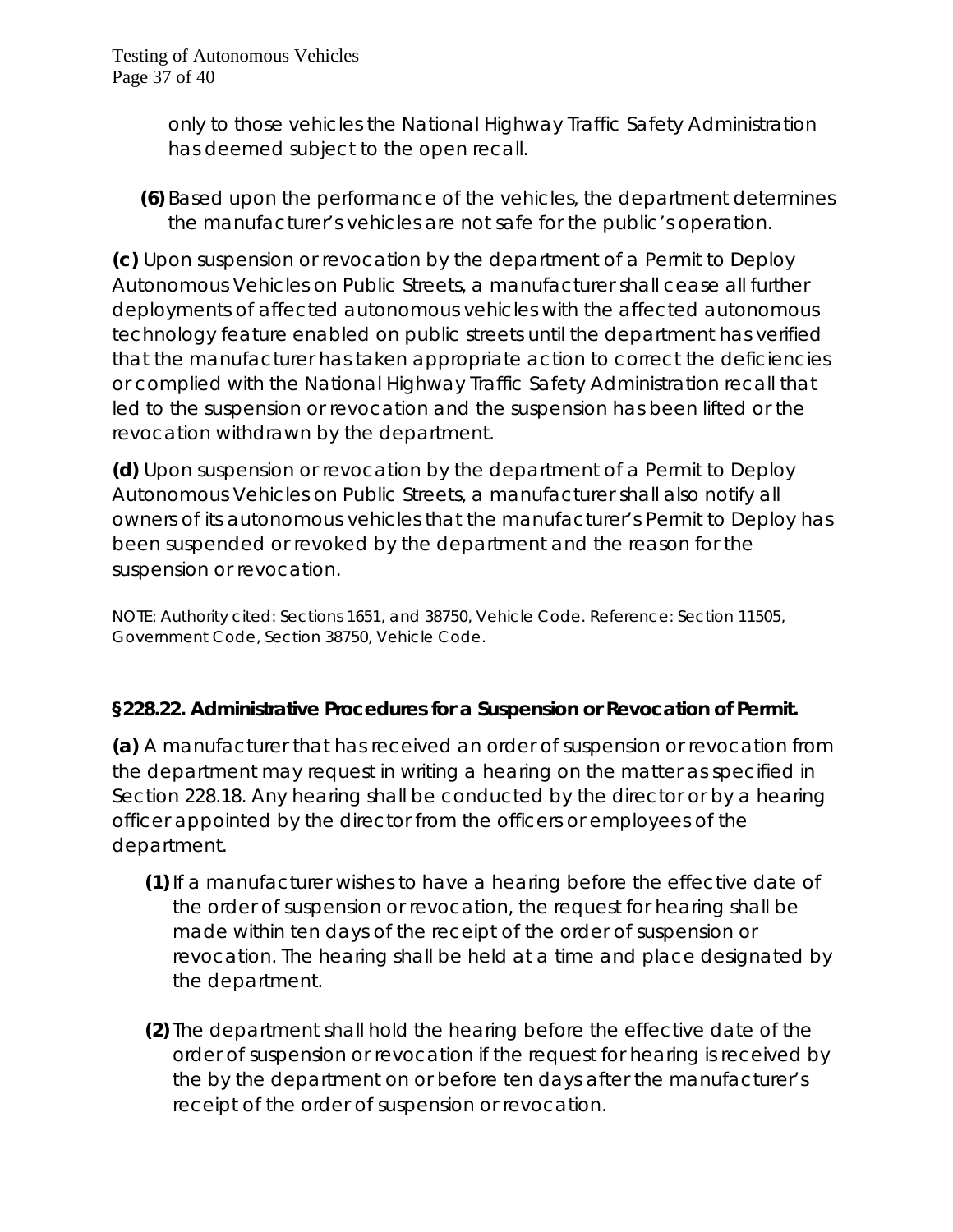only to those vehicles the National Highway Traffic Safety Administration has deemed subject to the open recall.

**(6)** Based upon the performance of the vehicles, the department determines the manufacturer's vehicles are not safe for the public's operation.

**(c)** Upon suspension or revocation by the department of a Permit to Deploy Autonomous Vehicles on Public Streets, a manufacturer shall cease all further deployments of affected autonomous vehicles with the affected autonomous technology feature enabled on public streets until the department has verified that the manufacturer has taken appropriate action to correct the deficiencies or complied with the National Highway Traffic Safety Administration recall that led to the suspension or revocation and the suspension has been lifted or the revocation withdrawn by the department.

**(d)** Upon suspension or revocation by the department of a Permit to Deploy Autonomous Vehicles on Public Streets, a manufacturer shall also notify all owners of its autonomous vehicles that the manufacturer's Permit to Deploy has been suspended or revoked by the department and the reason for the suspension or revocation.

NOTE: Authority cited: Sections 1651, and 38750, Vehicle Code. Reference: Section 11505, Government Code, Section 38750, Vehicle Code.

### §228.22. Administrative Procedures for a Suspension or Revocation of Permit.

**(a)** A manufacturer that has received an order of suspension or revocation from the department may request in writing a hearing on the matter as specified in Section 228.18. Any hearing shall be conducted by the director or by a hearing officer appointed by the director from the officers or employees of the department.

**(1)** If a manufacturer wishes to have a hearing before the effective date of the order of suspension or revocation, the request for hearing shall be made within ten days of the receipt of the order of suspension or revocation. The hearing shall be held at a time and place designated by the department.

**(2)** The department shall hold the hearing before the effective date of the order of suspension or revocation if the request for hearing is received by the by the department on or before ten days after the manufacturer's receipt of the order of suspension or revocation.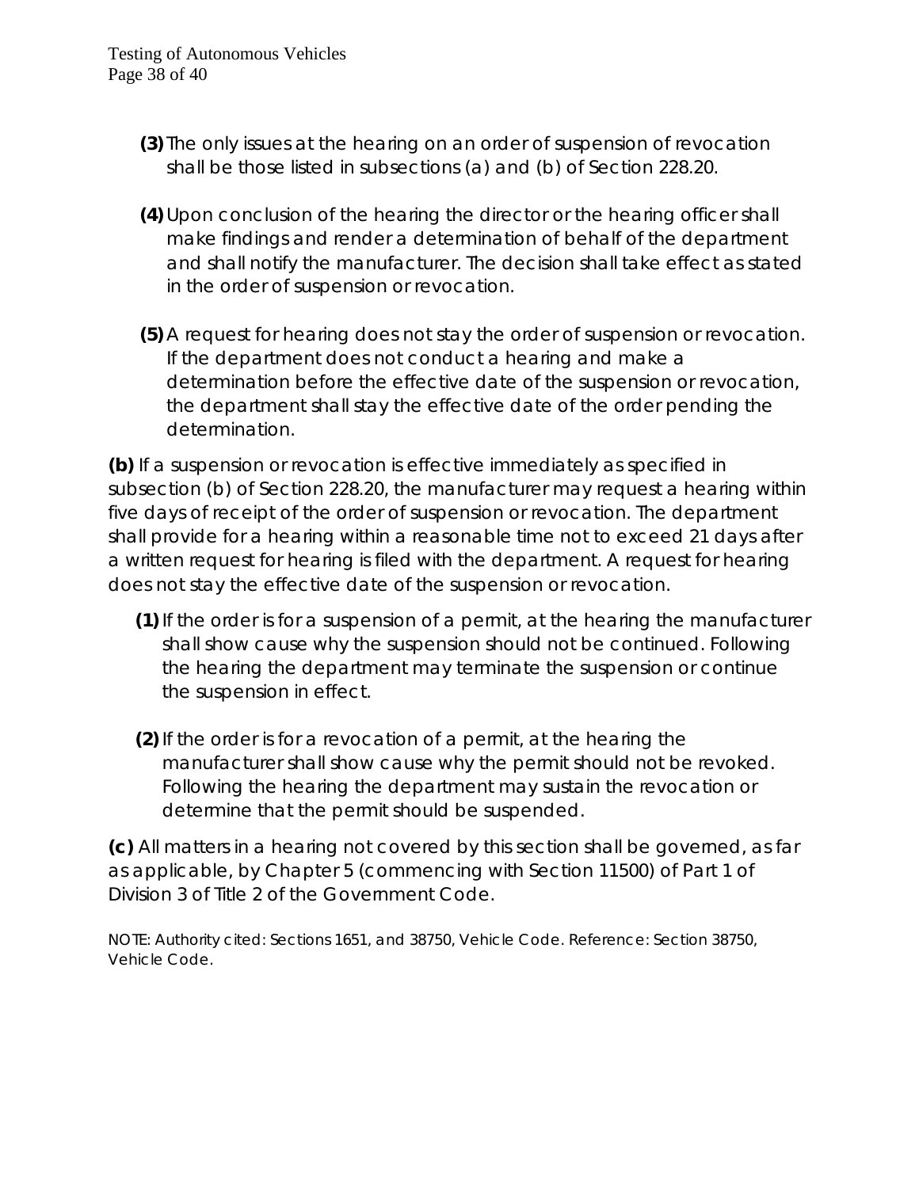**(3)** The only issues at the hearing on an order of suspension of revocation shall be those listed in subsections (a) and (b) of Section 228.20.

**(4)** Upon conclusion of the hearing the director or the hearing officer shall make findings and render a determination of behalf of the department and shall notify the manufacturer. The decision shall take effect as stated in the order of suspension or revocation.

**(5)** A request for hearing does not stay the order of suspension or revocation. If the department does not conduct a hearing and make a determination before the effective date of the suspension or revocation, the department shall stay the effective date of the order pending the determination.

**(b)** If a suspension or revocation is effective immediately as specified in subsection (b) of Section 228.20, the manufacturer may request a hearing within five days of receipt of the order of suspension or revocation. The department shall provide for a hearing within a reasonable time not to exceed 21 days after a written request for hearing is filed with the department. A request for hearing does not stay the effective date of the suspension or revocation.

**(1)** If the order is for a suspension of a permit, at the hearing the manufacturer shall show cause why the suspension should not be continued. Following the hearing the department may terminate the suspension or continue the suspension in effect.

**(2)** If the order is for a revocation of a permit, at the hearing the manufacturer shall show cause why the permit should not be revoked. Following the hearing the department may sustain the revocation or determine that the permit should be suspended.

**(c)** All matters in a hearing not covered by this section shall be governed, as far as applicable, by Chapter 5 (commencing with Section 11500) of Part 1 of Division 3 of Title 2 of the Government Code.

NOTE: Authority cited: Sections 1651, and 38750, Vehicle Code. Reference: Section 38750, Vehicle Code.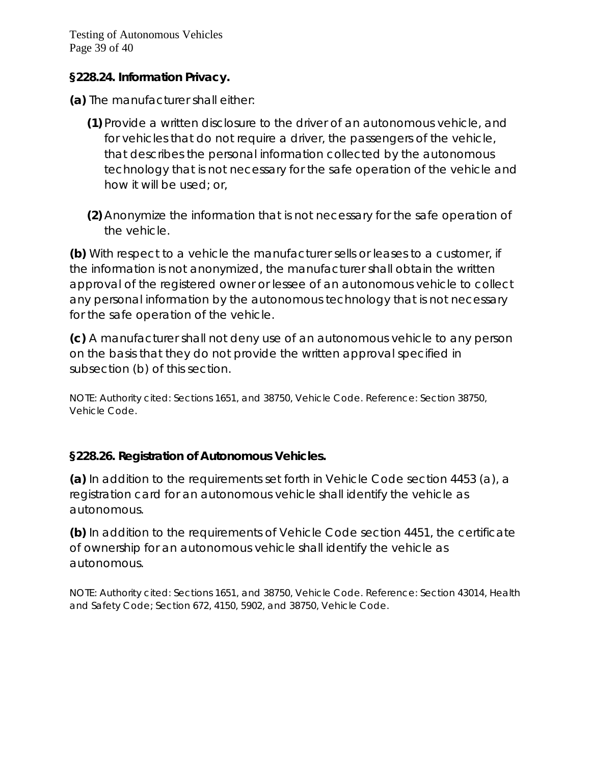### §228.24. Information Privacy.

**(a)** The manufacturer shall either:

**(1)** Provide a written disclosure to the driver of an autonomous vehicle, and for vehicles that do not require a driver, the passengers of the vehicle, that describes the personal information collected by the autonomous technology that is not necessary for the safe operation of the vehicle and how it will be used; or,

**(2)** Anonymize the information that is not necessary for the safe operation of the vehicle.

**(b)** With respect to a vehicle the manufacturer sells or leases to a customer, if the information is not anonymized, the manufacturer shall obtain the written approval of the registered owner or lessee of an autonomous vehicle to collect any personal information by the autonomous technology that is not necessary for the safe operation of the vehicle.

**(c)** A manufacturer shall not deny use of an autonomous vehicle to any person on the basis that they do not provide the written approval specified in subsection (b) of this section.

NOTE: Authority cited: Sections 1651, and 38750, Vehicle Code. Reference: Section 38750, Vehicle Code.

### §228.26. Registration of Autonomous Vehicles.

**(a)** In addition to the requirements set forth in Vehicle Code section 4453 (a), a registration card for an autonomous vehicle shall identify the vehicle as autonomous.

**(b)** In addition to the requirements of Vehicle Code section 4451, the certificate of ownership for an autonomous vehicle shall identify the vehicle as autonomous.

NOTE: Authority cited: Sections 1651, and 38750, Vehicle Code. Reference: Section 43014, Health and Safety Code; Section 672, 4150, 5902, and 38750, Vehicle Code.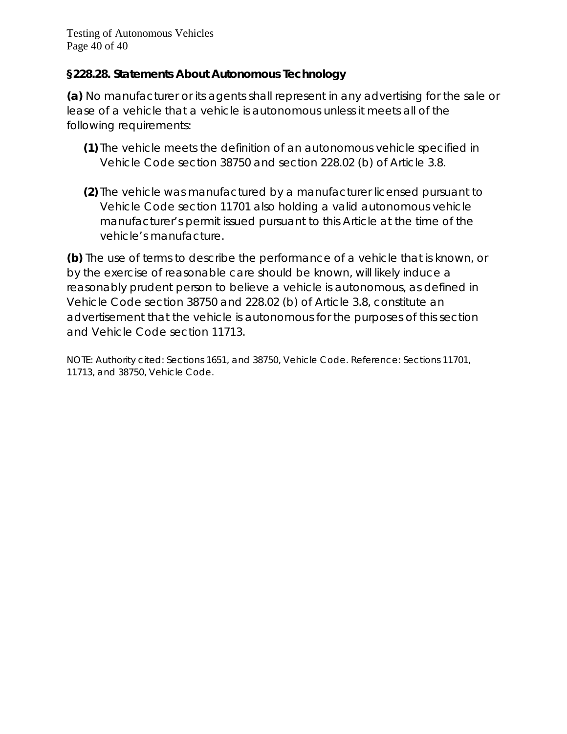### §228.28. Statements About Autonomous Technology

**(a)** No manufacturer or its agents shall represent in any advertising for the sale or lease of a vehicle that a vehicle is autonomous unless it meets all of the following requirements:

- **(1)** The vehicle meets the definition of an autonomous vehicle specified in Vehicle Code section 38750 and section 228.02 (b) of Article 3.8.
- **(2)** The vehicle was manufactured by a manufacturer licensed pursuant to Vehicle Code section 11701 also holding a valid autonomous vehicle manufacturer's permit issued pursuant to this Article at the time of the vehicle's manufacture.

**(b)** The use of terms to describe the performance of a vehicle that is known, or by the exercise of reasonable care should be known, will likely induce a reasonably prudent person to believe a vehicle is autonomous, as defined in Vehicle Code section 38750 and 228.02 (b) of Article 3.8, constitute an advertisement that the vehicle is autonomous for the purposes of this section and Vehicle Code section 11713.

NOTE: Authority cited: Sections 1651, and 38750, Vehicle Code. Reference: Sections 11701, 11713, and 38750, Vehicle Code.